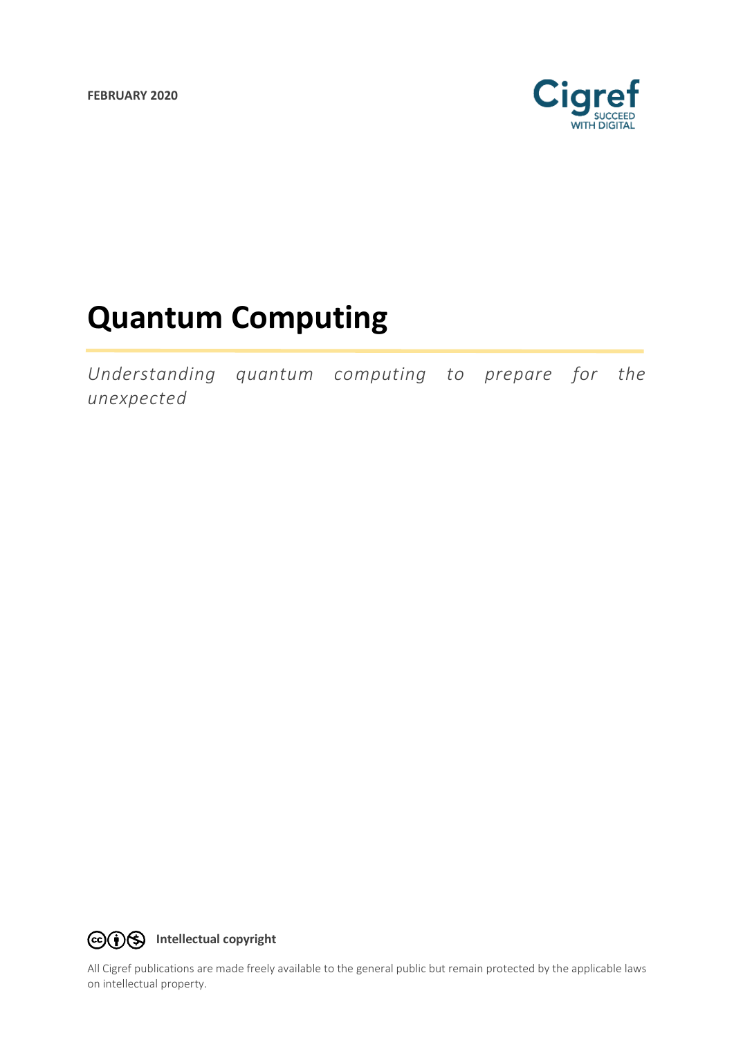**FEBRUARY 2020**

Cigref
SUCCEED WITH DIGITAL

# Quantum Computing

*Understanding quantum computing to prepare for the unexpected*

**Intellectual copyright**

All Cigref publications are made freely available to the general public but remain protected by the applicable laws on intellectual property.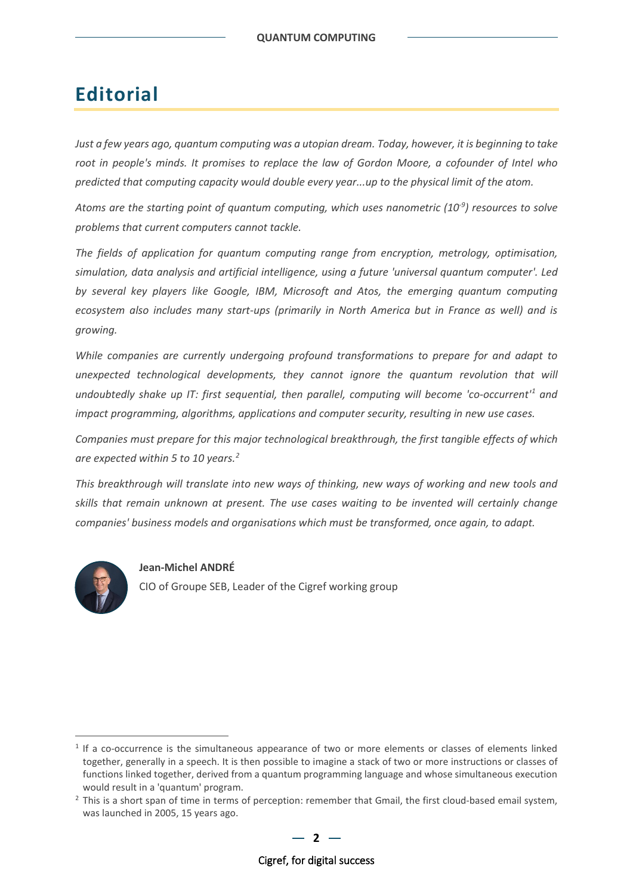# Editorial

*Just a few years ago, quantum computing was a utopian dream. Today, however, it is beginning to take root in people's minds. It promises to replace the law of Gordon Moore, a cofounder of Intel who predicted that computing capacity would double every year...up to the physical limit of the atom.*

*Atoms are the starting point of quantum computing, which uses nanometric ($10^{-9}$) resources to solve problems that current computers cannot tackle.*

*The fields of application for quantum computing range from encryption, metrology, optimisation, simulation, data analysis and artificial intelligence, using a future 'universal quantum computer'. Led by several key players like Google, IBM, Microsoft and Atos, the emerging quantum computing ecosystem also includes many start-ups (primarily in North America but in France as well) and is growing.*

*While companies are currently undergoing profound transformations to prepare for and adapt to unexpected technological developments, they cannot ignore the quantum revolution that will undoubtedly shake up IT: first sequential, then parallel, computing will become 'co-occurrent'[1] and impact programming, algorithms, applications and computer security, resulting in new use cases.*

*Companies must prepare for this major technological breakthrough, the first tangible effects of which are expected within 5 to 10 years.[2]*

*This breakthrough will translate into new ways of thinking, new ways of working and new tools and skills that remain unknown at present. The use cases waiting to be invented will certainly change companies' business models and organisations which must be transformed, once again, to adapt.*

**Jean-Michel ANDRÉ**

CIO of Groupe SEB, Leader of the Cigref working group

---

[1] If a co-occurrence is the simultaneous appearance of two or more elements or classes of elements linked together, generally in a speech. It is then possible to imagine a stack of two or more instructions or classes of functions linked together, derived from a quantum programming language and whose simultaneous execution would result in a 'quantum' program.

[2] This is a short span of time in terms of perception: remember that Gmail, the first cloud-based email system, was launched in 2005, 15 years ago.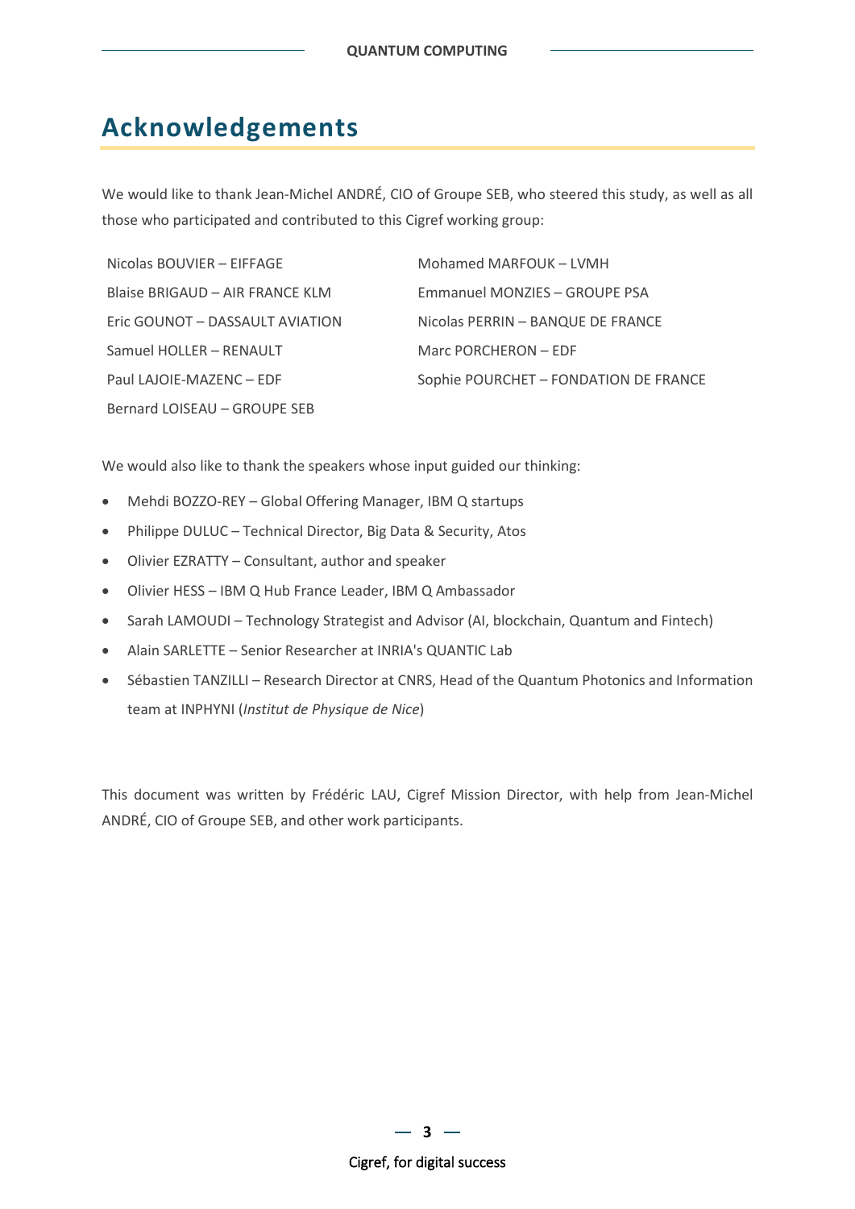# Acknowledgements

We would like to thank Jean-Michel ANDRÉ, CIO of Groupe SEB, who steered this study, as well as all those who participated and contributed to this Cigref working group:

Nicolas BOUVIER – EIFFAGE
Blaise BRIGAUD – AIR FRANCE KLM
Eric GOUNOT – DASSAULT AVIATION
Samuel HOLLER – RENAULT
Paul LAJOIE-MAZENC – EDF
Bernard LOISEAU – GROUPE SEB
Mohamed MARFOUK – LVMH
Emmanuel MONZIES – GROUPE PSA
Nicolas PERRIN – BANQUE DE FRANCE
Marc PORCHERON – EDF
Sophie POURCHET – FONDATION DE FRANCE

We would also like to thank the speakers whose input guided our thinking:

- Mehdi BOZZO-REY – Global Offering Manager, IBM Q startups
- Philippe DULUC – Technical Director, Big Data & Security, Atos
- Olivier EZRATTY – Consultant, author and speaker
- Olivier HESS – IBM Q Hub France Leader, IBM Q Ambassador
- Sarah LAMOUDI – Technology Strategist and Advisor (AI, blockchain, Quantum and Fintech)
- Alain SARLETTE – Senior Researcher at INRIA's QUANTIC Lab
- Sébastien TANZILLI – Research Director at CNRS, Head of the Quantum Photonics and Information team at INPHYNI (*Institut de Physique de Nice*)

This document was written by Frédéric LAU, Cigref Mission Director, with help from Jean-Michel ANDRÉ, CIO of Groupe SEB, and other work participants.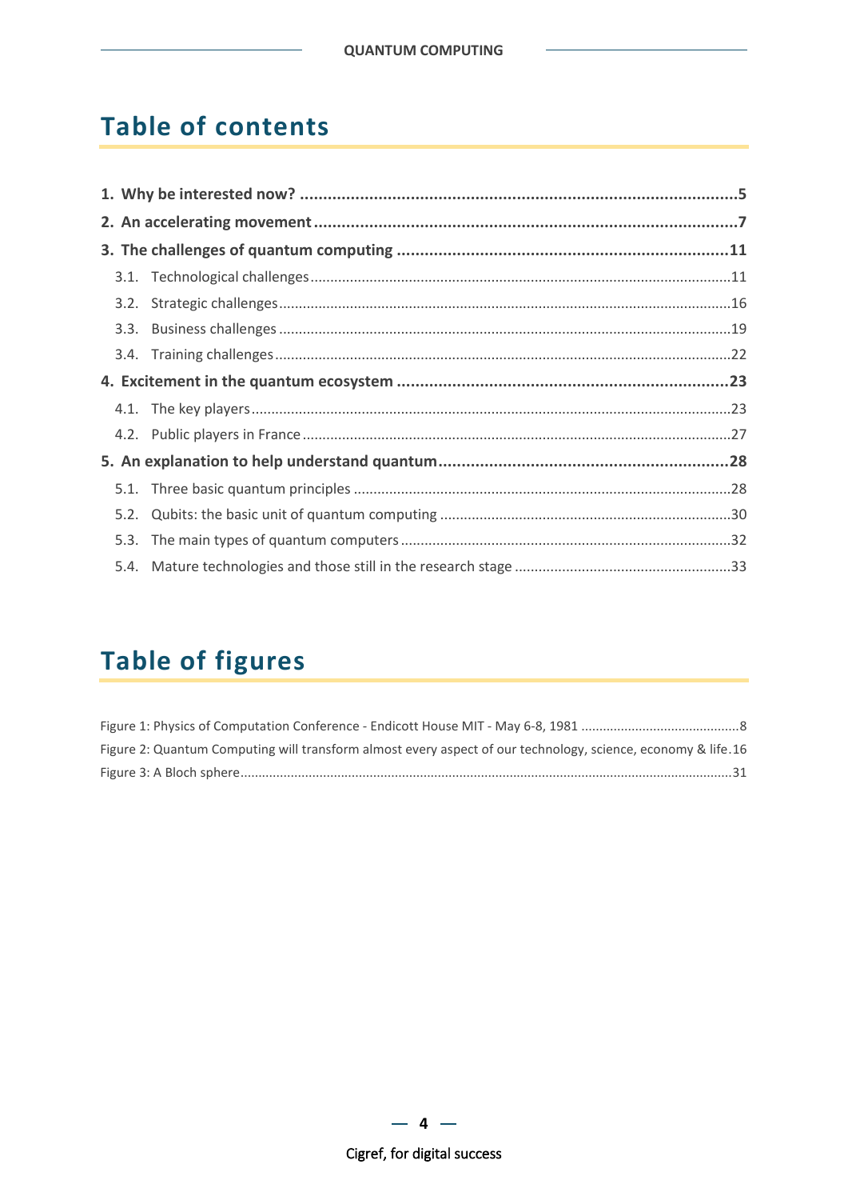# Table of contents

**1. Why be interested now? ... 5**

**2. An accelerating movement ... 7**

**3. The challenges of quantum computing ... 11**

- 3.1. Technological challenges ... 11
- 3.2. Strategic challenges ... 16
- 3.3. Business challenges ... 19
- 3.4. Training challenges ... 22

**4. Excitement in the quantum ecosystem ... 23**

- 4.1. The key players ... 23
- 4.2. Public players in France ... 27

**5. An explanation to help understand quantum ... 28**

- 5.1. Three basic quantum principles ... 28
- 5.2. Qubits: the basic unit of quantum computing ... 30
- 5.3. The main types of quantum computers ... 32
- 5.4. Mature technologies and those still in the research stage ... 33

# Table of figures

Figure 1: Physics of Computation Conference - Endicott House MIT - May 6-8, 1981 ... 8

Figure 2: Quantum Computing will transform almost every aspect of our technology, science, economy & life ... 16

Figure 3: A Bloch sphere ... 31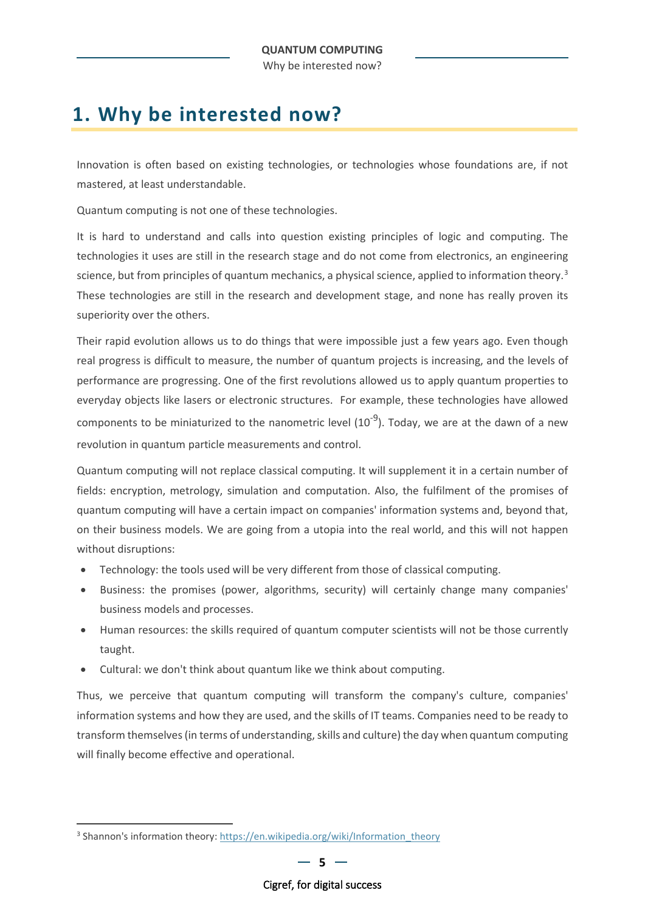# 1. Why be interested now?

Innovation is often based on existing technologies, or technologies whose foundations are, if not mastered, at least understandable.

Quantum computing is not one of these technologies.

It is hard to understand and calls into question existing principles of logic and computing. The technologies it uses are still in the research stage and do not come from electronics, an engineering science, but from principles of quantum mechanics, a physical science, applied to information theory.[3] These technologies are still in the research and development stage, and none has really proven its superiority over the others.

Their rapid evolution allows us to do things that were impossible just a few years ago. Even though real progress is difficult to measure, the number of quantum projects is increasing, and the levels of performance are progressing. One of the first revolutions allowed us to apply quantum properties to everyday objects like lasers or electronic structures. For example, these technologies have allowed components to be miniaturized to the nanometric level ($10^{-9}$). Today, we are at the dawn of a new revolution in quantum particle measurements and control.

Quantum computing will not replace classical computing. It will supplement it in a certain number of fields: encryption, metrology, simulation and computation. Also, the fulfilment of the promises of quantum computing will have a certain impact on companies' information systems and, beyond that, on their business models. We are going from a utopia into the real world, and this will not happen without disruptions:

- Technology: the tools used will be very different from those of classical computing.
- Business: the promises (power, algorithms, security) will certainly change many companies' business models and processes.
- Human resources: the skills required of quantum computer scientists will not be those currently taught.
- Cultural: we don't think about quantum like we think about computing.

Thus, we perceive that quantum computing will transform the company's culture, companies' information systems and how they are used, and the skills of IT teams. Companies need to be ready to transform themselves (in terms of understanding, skills and culture) the day when quantum computing will finally become effective and operational.

[3] Shannon's information theory: https://en.wikipedia.org/wiki/Information_theory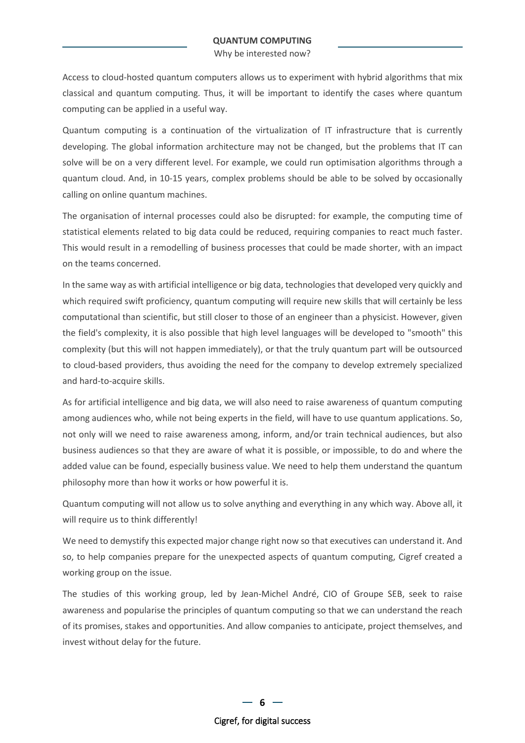Access to cloud-hosted quantum computers allows us to experiment with hybrid algorithms that mix classical and quantum computing. Thus, it will be important to identify the cases where quantum computing can be applied in a useful way.

Quantum computing is a continuation of the virtualization of IT infrastructure that is currently developing. The global information architecture may not be changed, but the problems that IT can solve will be on a very different level. For example, we could run optimisation algorithms through a quantum cloud. And, in 10-15 years, complex problems should be able to be solved by occasionally calling on online quantum machines.

The organisation of internal processes could also be disrupted: for example, the computing time of statistical elements related to big data could be reduced, requiring companies to react much faster. This would result in a remodelling of business processes that could be made shorter, with an impact on the teams concerned.

In the same way as with artificial intelligence or big data, technologies that developed very quickly and which required swift proficiency, quantum computing will require new skills that will certainly be less computational than scientific, but still closer to those of an engineer than a physicist. However, given the field's complexity, it is also possible that high level languages will be developed to "smooth" this complexity (but this will not happen immediately), or that the truly quantum part will be outsourced to cloud-based providers, thus avoiding the need for the company to develop extremely specialized and hard-to-acquire skills.

As for artificial intelligence and big data, we will also need to raise awareness of quantum computing among audiences who, while not being experts in the field, will have to use quantum applications. So, not only will we need to raise awareness among, inform, and/or train technical audiences, but also business audiences so that they are aware of what it is possible, or impossible, to do and where the added value can be found, especially business value. We need to help them understand the quantum philosophy more than how it works or how powerful it is.

Quantum computing will not allow us to solve anything and everything in any which way. Above all, it will require us to think differently!

We need to demystify this expected major change right now so that executives can understand it. And so, to help companies prepare for the unexpected aspects of quantum computing, Cigref created a working group on the issue.

The studies of this working group, led by Jean-Michel André, CIO of Groupe SEB, seek to raise awareness and popularise the principles of quantum computing so that we can understand the reach of its promises, stakes and opportunities. And allow companies to anticipate, project themselves, and invest without delay for the future.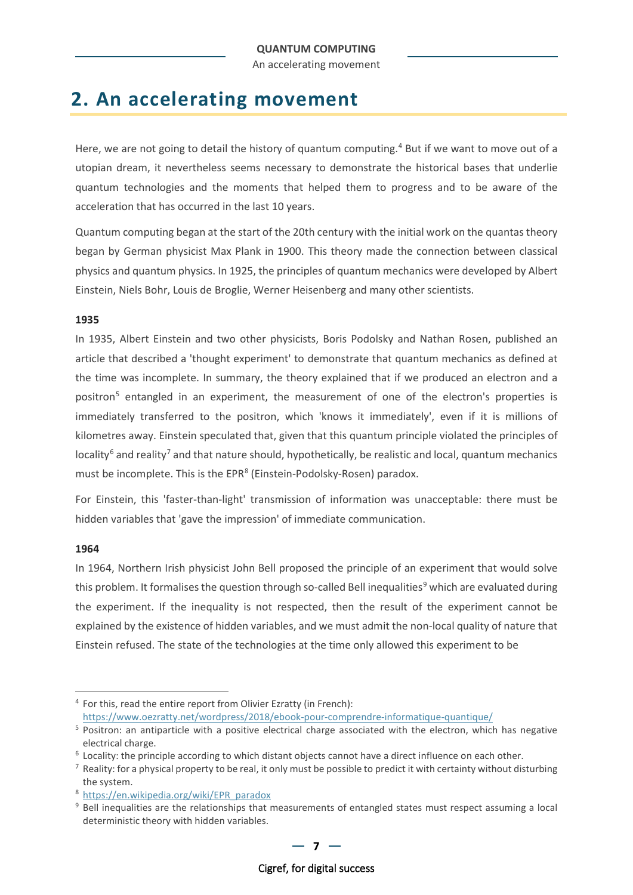## 2. An accelerating movement

Here, we are not going to detail the history of quantum computing.[4] But if we want to move out of a utopian dream, it nevertheless seems necessary to demonstrate the historical bases that underlie quantum technologies and the moments that helped them to progress and to be aware of the acceleration that has occurred in the last 10 years.

Quantum computing began at the start of the 20th century with the initial work on the quantas theory began by German physicist Max Plank in 1900. This theory made the connection between classical physics and quantum physics. In 1925, the principles of quantum mechanics were developed by Albert Einstein, Niels Bohr, Louis de Broglie, Werner Heisenberg and many other scientists.

**1935**

In 1935, Albert Einstein and two other physicists, Boris Podolsky and Nathan Rosen, published an article that described a 'thought experiment' to demonstrate that quantum mechanics as defined at the time was incomplete. In summary, the theory explained that if we produced an electron and a positron[5] entangled in an experiment, the measurement of one of the electron's properties is immediately transferred to the positron, which 'knows it immediately', even if it is millions of kilometres away. Einstein speculated that, given that this quantum principle violated the principles of locality[6] and reality[7] and that nature should, hypothetically, be realistic and local, quantum mechanics must be incomplete. This is the EPR[8] (Einstein-Podolsky-Rosen) paradox.

For Einstein, this 'faster-than-light' transmission of information was unacceptable: there must be hidden variables that 'gave the impression' of immediate communication.

**1964**

In 1964, Northern Irish physicist John Bell proposed the principle of an experiment that would solve this problem. It formalises the question through so-called Bell inequalities[9] which are evaluated during the experiment. If the inequality is not respected, then the result of the experiment cannot be explained by the existence of hidden variables, and we must admit the non-local quality of nature that Einstein refused. The state of the technologies at the time only allowed this experiment to be

---

[4] For this, read the entire report from Olivier Ezratty (in French): https://www.oezratty.net/wordpress/2018/ebook-pour-comprendre-informatique-quantique/

[5] Positron: an antiparticle with a positive electrical charge associated with the electron, which has negative electrical charge.

[6] Locality: the principle according to which distant objects cannot have a direct influence on each other.

[7] Reality: for a physical property to be real, it only must be possible to predict it with certainty without disturbing the system.

[8] https://en.wikipedia.org/wiki/EPR_paradox

[9] Bell inequalities are the relationships that measurements of entangled states must respect assuming a local deterministic theory with hidden variables.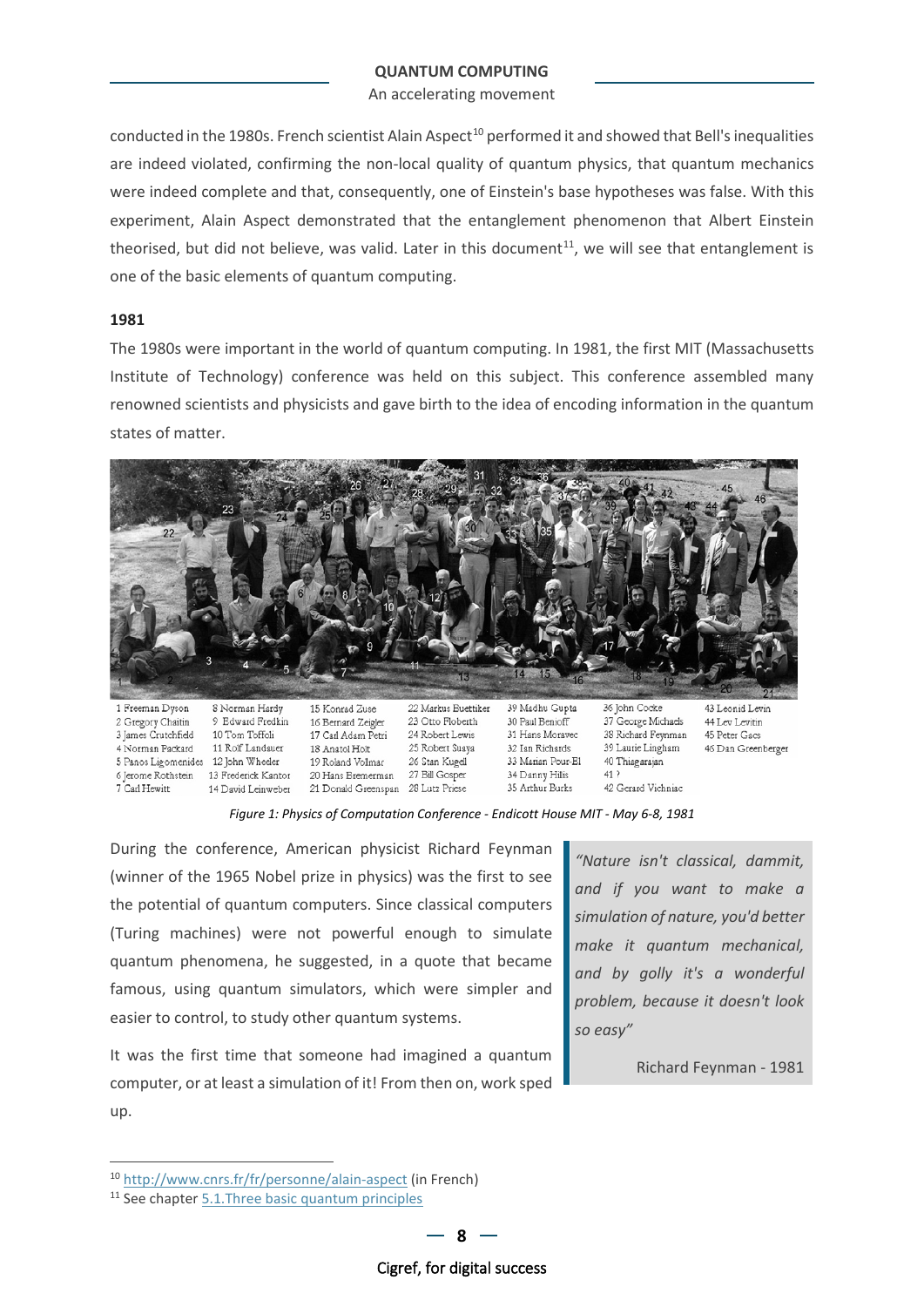conducted in the 1980s. French scientist Alain Aspect[10] performed it and showed that Bell's inequalities are indeed violated, confirming the non-local quality of quantum physics, that quantum mechanics were indeed complete and that, consequently, one of Einstein's base hypotheses was false. With this experiment, Alain Aspect demonstrated that the entanglement phenomenon that Albert Einstein theorised, but did not believe, was valid. Later in this document[11], we will see that entanglement is one of the basic elements of quantum computing.

**1981**

The 1980s were important in the world of quantum computing. In 1981, the first MIT (Massachusetts Institute of Technology) conference was held on this subject. This conference assembled many renowned scientists and physicists and gave birth to the idea of encoding information in the quantum states of matter.

1 Freeman Dyson, 2 Gregory Chaitin, 3 James Crutchfield, 4 Norman Packard, 5 Panos Ligomenides, 6 Jerome Rothstein, 7 Carl Hewitt, 8 Norman Hardy, 9 Edward Fredkin, 10 Tom Toffoli, 11 Rolf Landauer, 12 John Wheeler, 13 Frederick Kantor, 14 David Leinweber, 15 Konrad Zuse, 16 Bernard Zeigler, 17 Carl Adam Petri, 18 Anatol Holt, 19 Roland Vollmar, 20 Hans Bremerman, 21 Donald Greenspan, 22 Markus Buettiker, 23 Otto Floberth, 24 Robert Lewis, 25 Robert Suaya, 26 Stan Kugell, 27 Bill Gosper, 28 Lutz Priese, 39 Madhu Gupta, 30 Paul Benioff, 31 Hans Moravec, 32 Ian Richards, 33 Marian Pour-El, 34 Danny Hillis, 35 Arthur Burks, 36 John Cocke, 37 George Michaels, 38 Richard Feynman, 39 Laurie Lingham, 40 Thiagarajan, 41 ?, 42 Gerard Vichniac, 43 Leonid Levin, 44 Lev Levitin, 45 Peter Gacs, 46 Dan Greenberger

*Figure 1: Physics of Computation Conference - Endicott House MIT - May 6-8, 1981*

During the conference, American physicist Richard Feynman (winner of the 1965 Nobel prize in physics) was the first to see the potential of quantum computers. Since classical computers (Turing machines) were not powerful enough to simulate quantum phenomena, he suggested, in a quote that became famous, using quantum simulators, which were simpler and easier to control, to study other quantum systems.

> *"Nature isn't classical, dammit, and if you want to make a simulation of nature, you'd better make it quantum mechanical, and by golly it's a wonderful problem, because it doesn't look so easy"*
>
> Richard Feynman - 1981

It was the first time that someone had imagined a quantum computer, or at least a simulation of it! From then on, work sped up.

---

[10] http://www.cnrs.fr/fr/personne/alain-aspect (in French)

[11] See chapter 5.1.Three basic quantum principles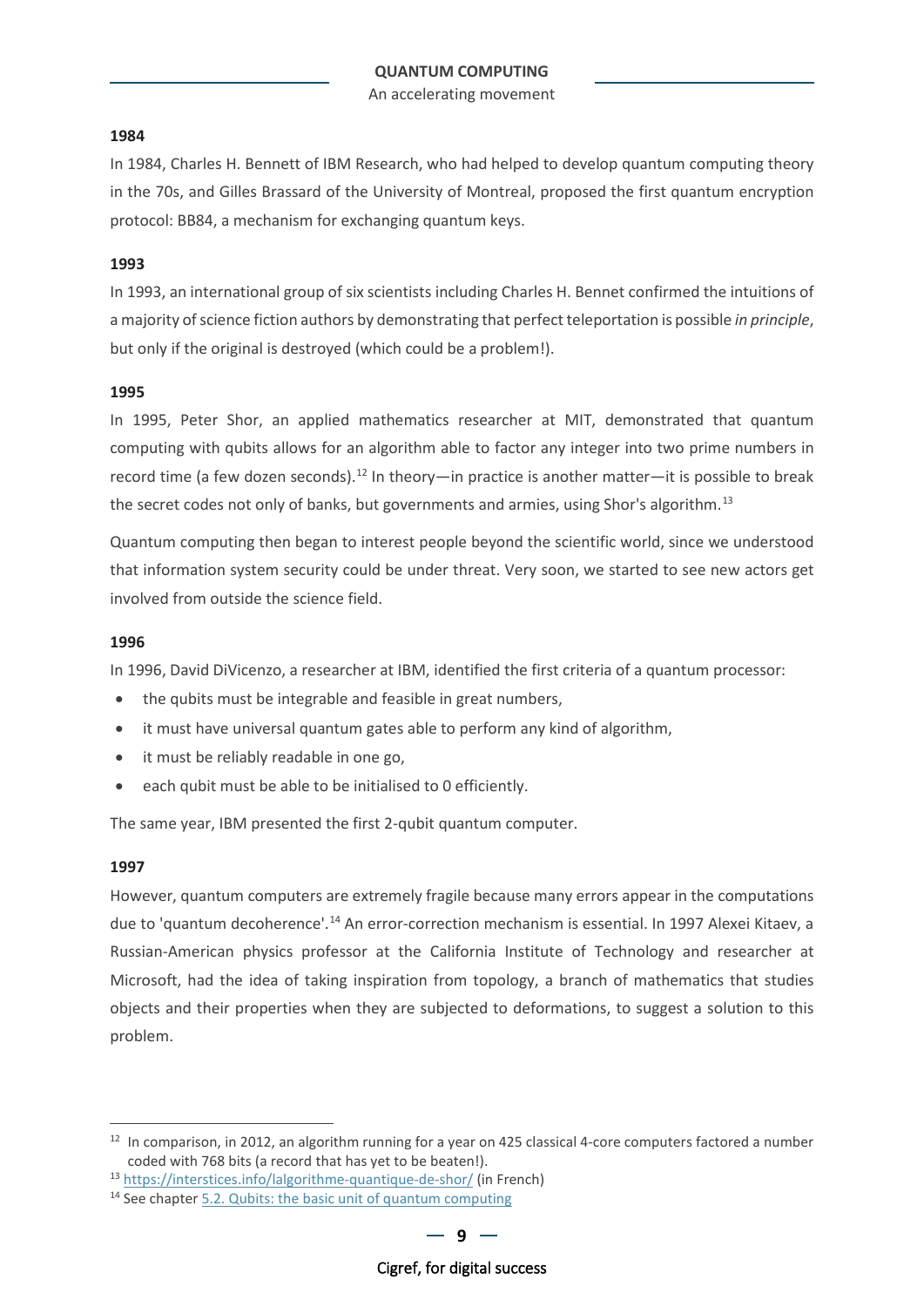### 1984

In 1984, Charles H. Bennett of IBM Research, who had helped to develop quantum computing theory in the 70s, and Gilles Brassard of the University of Montreal, proposed the first quantum encryption protocol: BB84, a mechanism for exchanging quantum keys.

### 1993

In 1993, an international group of six scientists including Charles H. Bennet confirmed the intuitions of a majority of science fiction authors by demonstrating that perfect teleportation is possible *in principle*, but only if the original is destroyed (which could be a problem!).

### 1995

In 1995, Peter Shor, an applied mathematics researcher at MIT, demonstrated that quantum computing with qubits allows for an algorithm able to factor any integer into two prime numbers in record time (a few dozen seconds).[12] In theory—in practice is another matter—it is possible to break the secret codes not only of banks, but governments and armies, using Shor's algorithm.[13]

Quantum computing then began to interest people beyond the scientific world, since we understood that information system security could be under threat. Very soon, we started to see new actors get involved from outside the science field.

### 1996

In 1996, David DiVicenzo, a researcher at IBM, identified the first criteria of a quantum processor:

- the qubits must be integrable and feasible in great numbers,
- it must have universal quantum gates able to perform any kind of algorithm,
- it must be reliably readable in one go,
- each qubit must be able to be initialised to 0 efficiently.

The same year, IBM presented the first 2-qubit quantum computer.

### 1997

However, quantum computers are extremely fragile because many errors appear in the computations due to 'quantum decoherence'.[14] An error-correction mechanism is essential. In 1997 Alexei Kitaev, a Russian-American physics professor at the California Institute of Technology and researcher at Microsoft, had the idea of taking inspiration from topology, a branch of mathematics that studies objects and their properties when they are subjected to deformations, to suggest a solution to this problem.

---

[12] In comparison, in 2012, an algorithm running for a year on 425 classical 4-core computers factored a number coded with 768 bits (a record that has yet to be beaten!).

[13] https://interstices.info/lalgorithme-quantique-de-shor/ (in French)

[14] See chapter 5.2. Qubits: the basic unit of quantum computing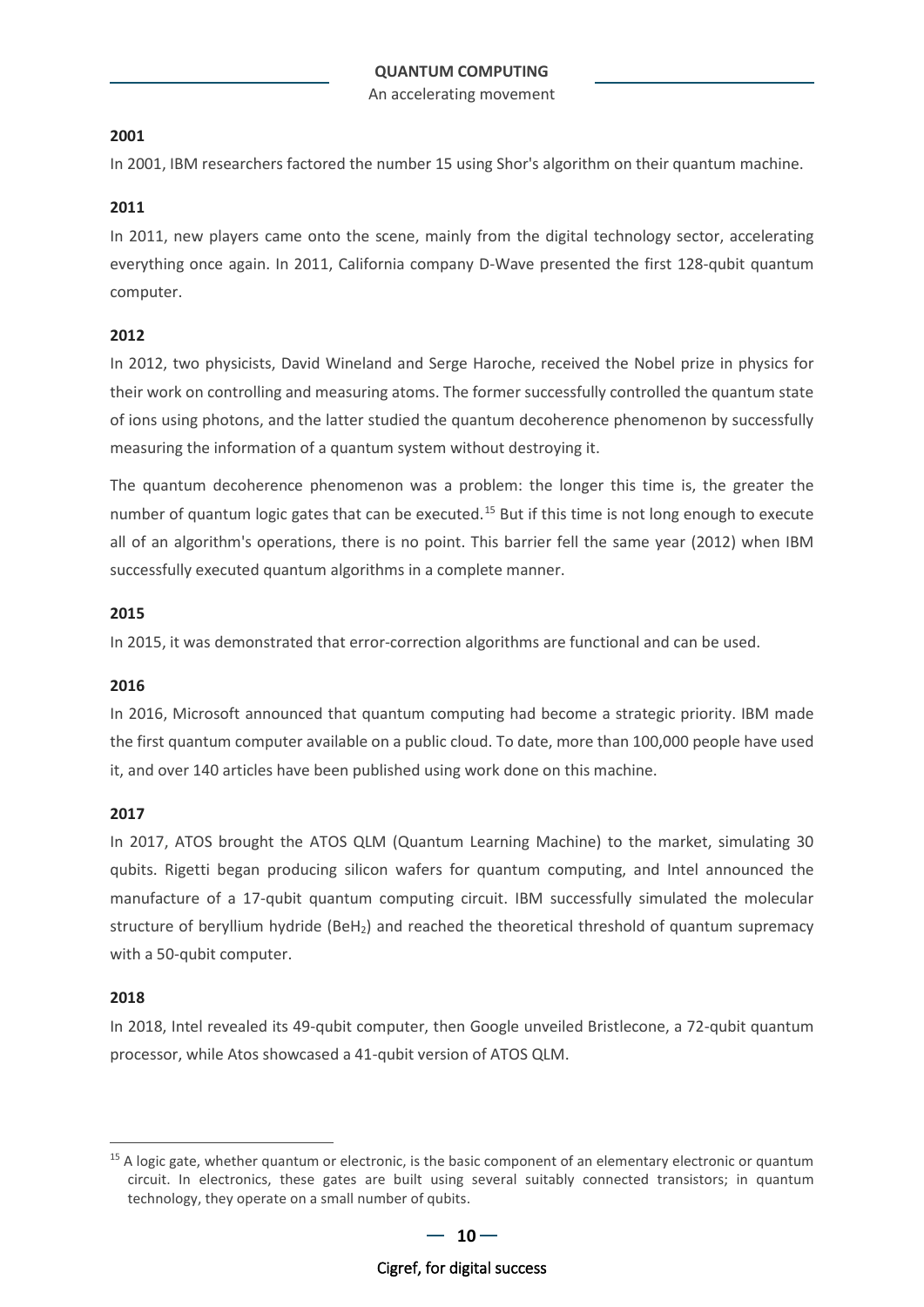**2001**

In 2001, IBM researchers factored the number 15 using Shor's algorithm on their quantum machine.

**2011**

In 2011, new players came onto the scene, mainly from the digital technology sector, accelerating everything once again. In 2011, California company D-Wave presented the first 128-qubit quantum computer.

**2012**

In 2012, two physicists, David Wineland and Serge Haroche, received the Nobel prize in physics for their work on controlling and measuring atoms. The former successfully controlled the quantum state of ions using photons, and the latter studied the quantum decoherence phenomenon by successfully measuring the information of a quantum system without destroying it.

The quantum decoherence phenomenon was a problem: the longer this time is, the greater the number of quantum logic gates that can be executed.[15] But if this time is not long enough to execute all of an algorithm's operations, there is no point. This barrier fell the same year (2012) when IBM successfully executed quantum algorithms in a complete manner.

**2015**

In 2015, it was demonstrated that error-correction algorithms are functional and can be used.

**2016**

In 2016, Microsoft announced that quantum computing had become a strategic priority. IBM made the first quantum computer available on a public cloud. To date, more than 100,000 people have used it, and over 140 articles have been published using work done on this machine.

**2017**

In 2017, ATOS brought the ATOS QLM (Quantum Learning Machine) to the market, simulating 30 qubits. Rigetti began producing silicon wafers for quantum computing, and Intel announced the manufacture of a 17-qubit quantum computing circuit. IBM successfully simulated the molecular structure of beryllium hydride ($BeH_2$) and reached the theoretical threshold of quantum supremacy with a 50-qubit computer.

**2018**

In 2018, Intel revealed its 49-qubit computer, then Google unveiled Bristlecone, a 72-qubit quantum processor, while Atos showcased a 41-qubit version of ATOS QLM.

---

[15] A logic gate, whether quantum or electronic, is the basic component of an elementary electronic or quantum circuit. In electronics, these gates are built using several suitably connected transistors; in quantum technology, they operate on a small number of qubits.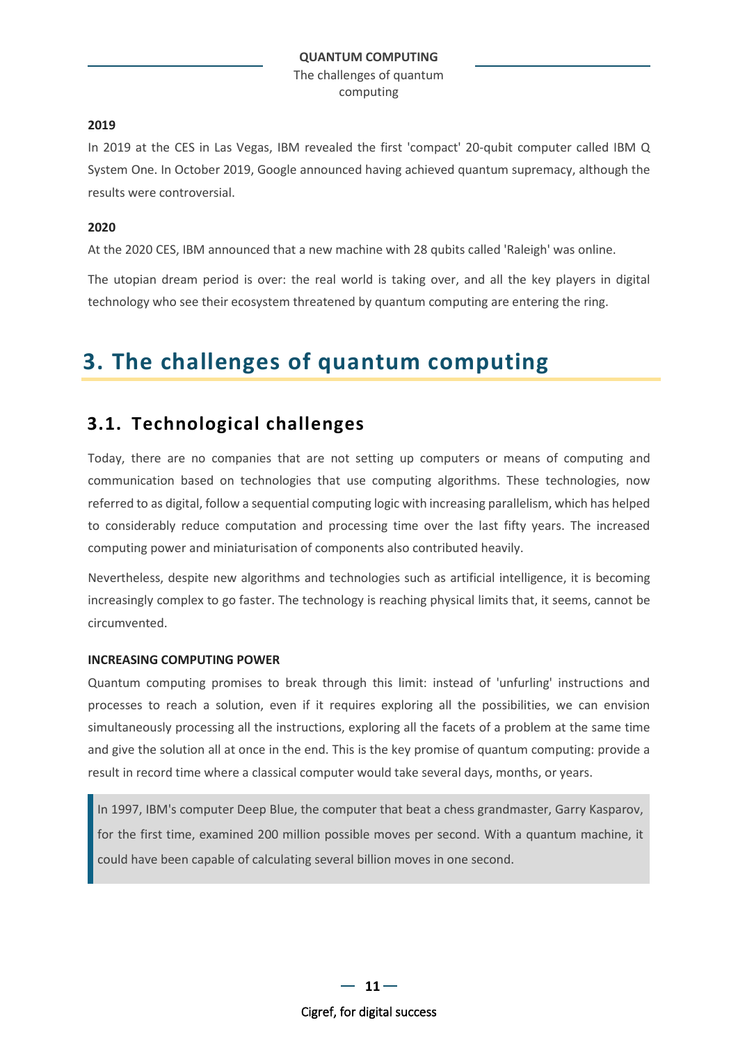**2019**

In 2019 at the CES in Las Vegas, IBM revealed the first 'compact' 20-qubit computer called IBM Q System One. In October 2019, Google announced having achieved quantum supremacy, although the results were controversial.

**2020**

At the 2020 CES, IBM announced that a new machine with 28 qubits called 'Raleigh' was online.

The utopian dream period is over: the real world is taking over, and all the key players in digital technology who see their ecosystem threatened by quantum computing are entering the ring.

# 3. The challenges of quantum computing

## 3.1. Technological challenges

Today, there are no companies that are not setting up computers or means of computing and communication based on technologies that use computing algorithms. These technologies, now referred to as digital, follow a sequential computing logic with increasing parallelism, which has helped to considerably reduce computation and processing time over the last fifty years. The increased computing power and miniaturisation of components also contributed heavily.

Nevertheless, despite new algorithms and technologies such as artificial intelligence, it is becoming increasingly complex to go faster. The technology is reaching physical limits that, it seems, cannot be circumvented.

**INCREASING COMPUTING POWER**

Quantum computing promises to break through this limit: instead of 'unfurling' instructions and processes to reach a solution, even if it requires exploring all the possibilities, we can envision simultaneously processing all the instructions, exploring all the facets of a problem at the same time and give the solution all at once in the end. This is the key promise of quantum computing: provide a result in record time where a classical computer would take several days, months, or years.

> In 1997, IBM's computer Deep Blue, the computer that beat a chess grandmaster, Garry Kasparov, for the first time, examined 200 million possible moves per second. With a quantum machine, it could have been capable of calculating several billion moves in one second.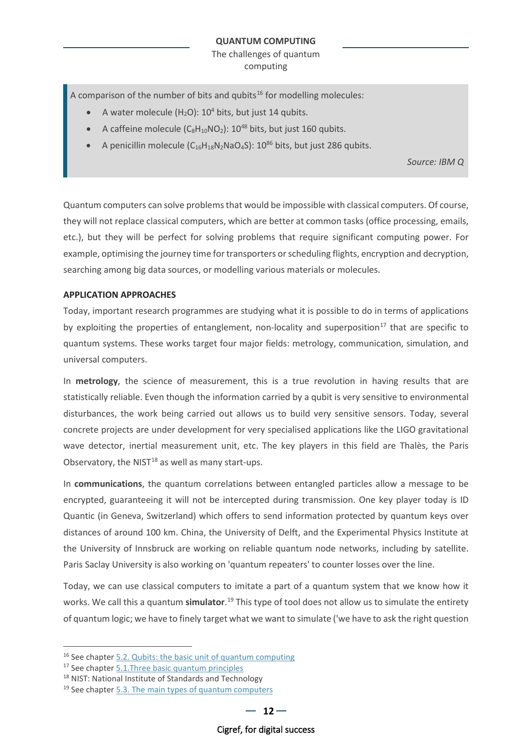> A comparison of the number of bits and qubits[16] for modelling molecules:
>
> - A water molecule ($H_2O$): $10^4$ bits, but just 14 qubits.
> - A caffeine molecule ($C_8H_{10}NO_2$): $10^{48}$ bits, but just 160 qubits.
> - A penicillin molecule ($C_{16}H_{18}N_2NaO_4S$): $10^{86}$ bits, but just 286 qubits.
>
> *Source: IBM Q*

Quantum computers can solve problems that would be impossible with classical computers. Of course, they will not replace classical computers, which are better at common tasks (office processing, emails, etc.), but they will be perfect for solving problems that require significant computing power. For example, optimising the journey time for transporters or scheduling flights, encryption and decryption, searching among big data sources, or modelling various materials or molecules.

**APPLICATION APPROACHES**

Today, important research programmes are studying what it is possible to do in terms of applications by exploiting the properties of entanglement, non-locality and superposition[17] that are specific to quantum systems. These works target four major fields: metrology, communication, simulation, and universal computers.

In **metrology**, the science of measurement, this is a true revolution in having results that are statistically reliable. Even though the information carried by a qubit is very sensitive to environmental disturbances, the work being carried out allows us to build very sensitive sensors. Today, several concrete projects are under development for very specialised applications like the LIGO gravitational wave detector, inertial measurement unit, etc. The key players in this field are Thalès, the Paris Observatory, the NIST[18] as well as many start-ups.

In **communications**, the quantum correlations between entangled particles allow a message to be encrypted, guaranteeing it will not be intercepted during transmission. One key player today is ID Quantic (in Geneva, Switzerland) which offers to send information protected by quantum keys over distances of around 100 km. China, the University of Delft, and the Experimental Physics Institute at the University of Innsbruck are working on reliable quantum node networks, including by satellite. Paris Saclay University is also working on 'quantum repeaters' to counter losses over the line.

Today, we can use classical computers to imitate a part of a quantum system that we know how it works. We call this a quantum **simulator**.[19] This type of tool does not allow us to simulate the entirety of quantum logic; we have to finely target what we want to simulate ('we have to ask the right question

---

[16] See chapter 5.2. Qubits: the basic unit of quantum computing

[17] See chapter 5.1.Three basic quantum principles

[18] NIST: National Institute of Standards and Technology

[19] See chapter 5.3. The main types of quantum computers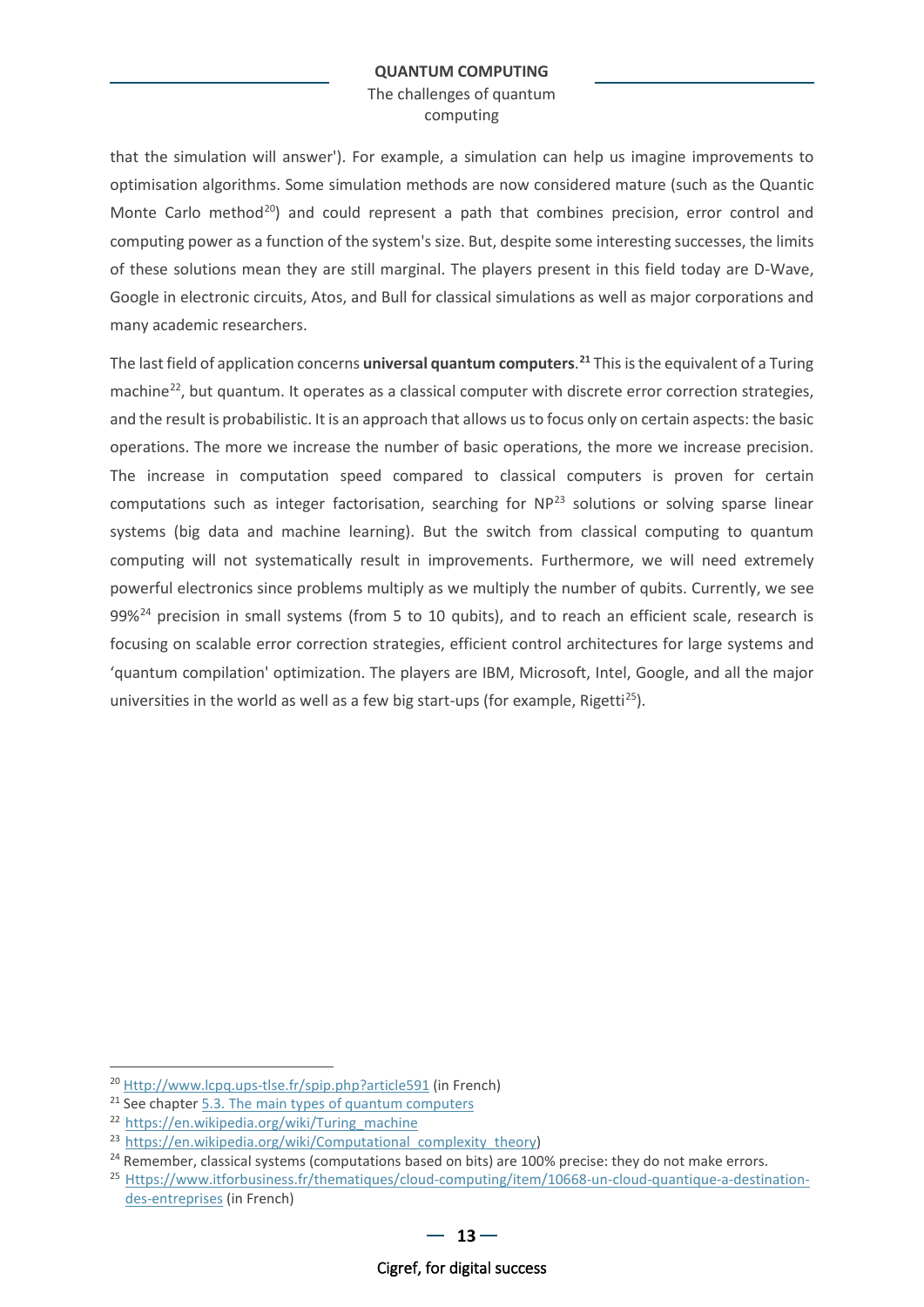that the simulation will answer'). For example, a simulation can help us imagine improvements to optimisation algorithms. Some simulation methods are now considered mature (such as the Quantic Monte Carlo method[20]) and could represent a path that combines precision, error control and computing power as a function of the system's size. But, despite some interesting successes, the limits of these solutions mean they are still marginal. The players present in this field today are D-Wave, Google in electronic circuits, Atos, and Bull for classical simulations as well as major corporations and many academic researchers.

The last field of application concerns **universal quantum computers**.[21] This is the equivalent of a Turing machine[22], but quantum. It operates as a classical computer with discrete error correction strategies, and the result is probabilistic. It is an approach that allows us to focus only on certain aspects: the basic operations. The more we increase the number of basic operations, the more we increase precision. The increase in computation speed compared to classical computers is proven for certain computations such as integer factorisation, searching for NP[23] solutions or solving sparse linear systems (big data and machine learning). But the switch from classical computing to quantum computing will not systematically result in improvements. Furthermore, we will need extremely powerful electronics since problems multiply as we multiply the number of qubits. Currently, we see 99%[24] precision in small systems (from 5 to 10 qubits), and to reach an efficient scale, research is focusing on scalable error correction strategies, efficient control architectures for large systems and 'quantum compilation' optimization. The players are IBM, Microsoft, Intel, Google, and all the major universities in the world as well as a few big start-ups (for example, Rigetti[25]).

---

[20] Http://www.lcpq.ups-tlse.fr/spip.php?article591 (in French)

[21] See chapter 5.3. The main types of quantum computers

[22] https://en.wikipedia.org/wiki/Turing_machine

[23] https://en.wikipedia.org/wiki/Computational_complexity_theory)

[24] Remember, classical systems (computations based on bits) are 100% precise: they do not make errors.

[25] Https://www.itforbusiness.fr/thematiques/cloud-computing/item/10668-un-cloud-quantique-a-destination-des-entreprises (in French)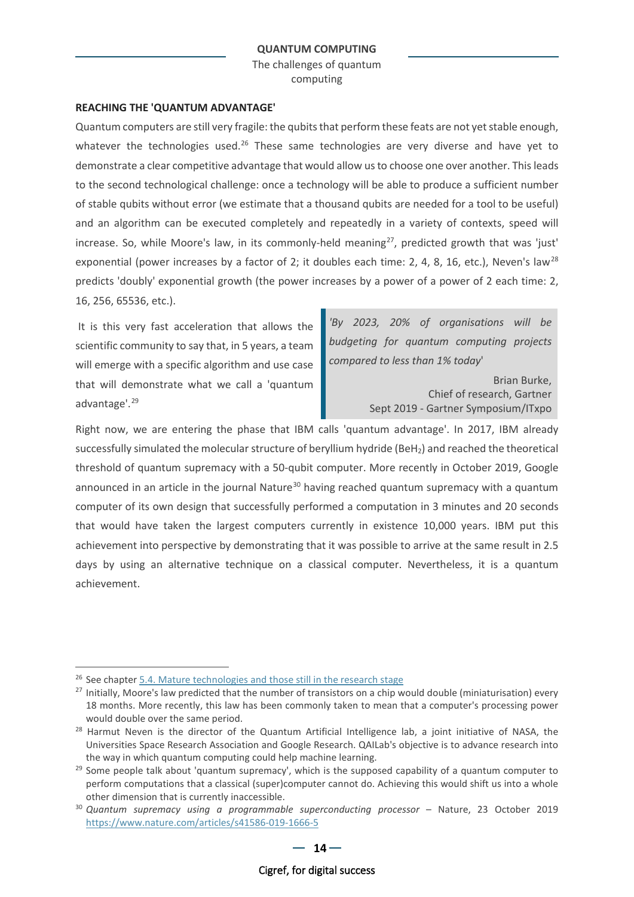## REACHING THE 'QUANTUM ADVANTAGE'

Quantum computers are still very fragile: the qubits that perform these feats are not yet stable enough, whatever the technologies used.[26] These same technologies are very diverse and have yet to demonstrate a clear competitive advantage that would allow us to choose one over another. This leads to the second technological challenge: once a technology will be able to produce a sufficient number of stable qubits without error (we estimate that a thousand qubits are needed for a tool to be useful) and an algorithm can be executed completely and repeatedly in a variety of contexts, speed will increase. So, while Moore's law, in its commonly-held meaning[27], predicted growth that was 'just' exponential (power increases by a factor of 2; it doubles each time: 2, 4, 8, 16, etc.), Neven's law[28] predicts 'doubly' exponential growth (the power increases by a power of a power of 2 each time: 2, 16, 256, 65536, etc.).

It is this very fast acceleration that allows the scientific community to say that, in 5 years, a team will emerge with a specific algorithm and use case that will demonstrate what we call a 'quantum advantage'.[29]

> *'By 2023, 20% of organisations will be budgeting for quantum computing projects compared to less than 1% today'*
>
> Brian Burke,
> Chief of research, Gartner
> Sept 2019 - Gartner Symposium/ITxpo

Right now, we are entering the phase that IBM calls 'quantum advantage'. In 2017, IBM already successfully simulated the molecular structure of beryllium hydride ($BeH_2$) and reached the theoretical threshold of quantum supremacy with a 50-qubit computer. More recently in October 2019, Google announced in an article in the journal Nature[30] having reached quantum supremacy with a quantum computer of its own design that successfully performed a computation in 3 minutes and 20 seconds that would have taken the largest computers currently in existence 10,000 years. IBM put this achievement into perspective by demonstrating that it was possible to arrive at the same result in 2.5 days by using an alternative technique on a classical computer. Nevertheless, it is a quantum achievement.

---

[26] See chapter 5.4. Mature technologies and those still in the research stage

[27] Initially, Moore's law predicted that the number of transistors on a chip would double (miniaturisation) every 18 months. More recently, this law has been commonly taken to mean that a computer's processing power would double over the same period.

[28] Harmut Neven is the director of the Quantum Artificial Intelligence lab, a joint initiative of NASA, the Universities Space Research Association and Google Research. QAILab's objective is to advance research into the way in which quantum computing could help machine learning.

[29] Some people talk about 'quantum supremacy', which is the supposed capability of a quantum computer to perform computations that a classical (super)computer cannot do. Achieving this would shift us into a whole other dimension that is currently inaccessible.

[30] *Quantum supremacy using a programmable superconducting processor* – Nature, 23 October 2019 https://www.nature.com/articles/s41586-019-1666-5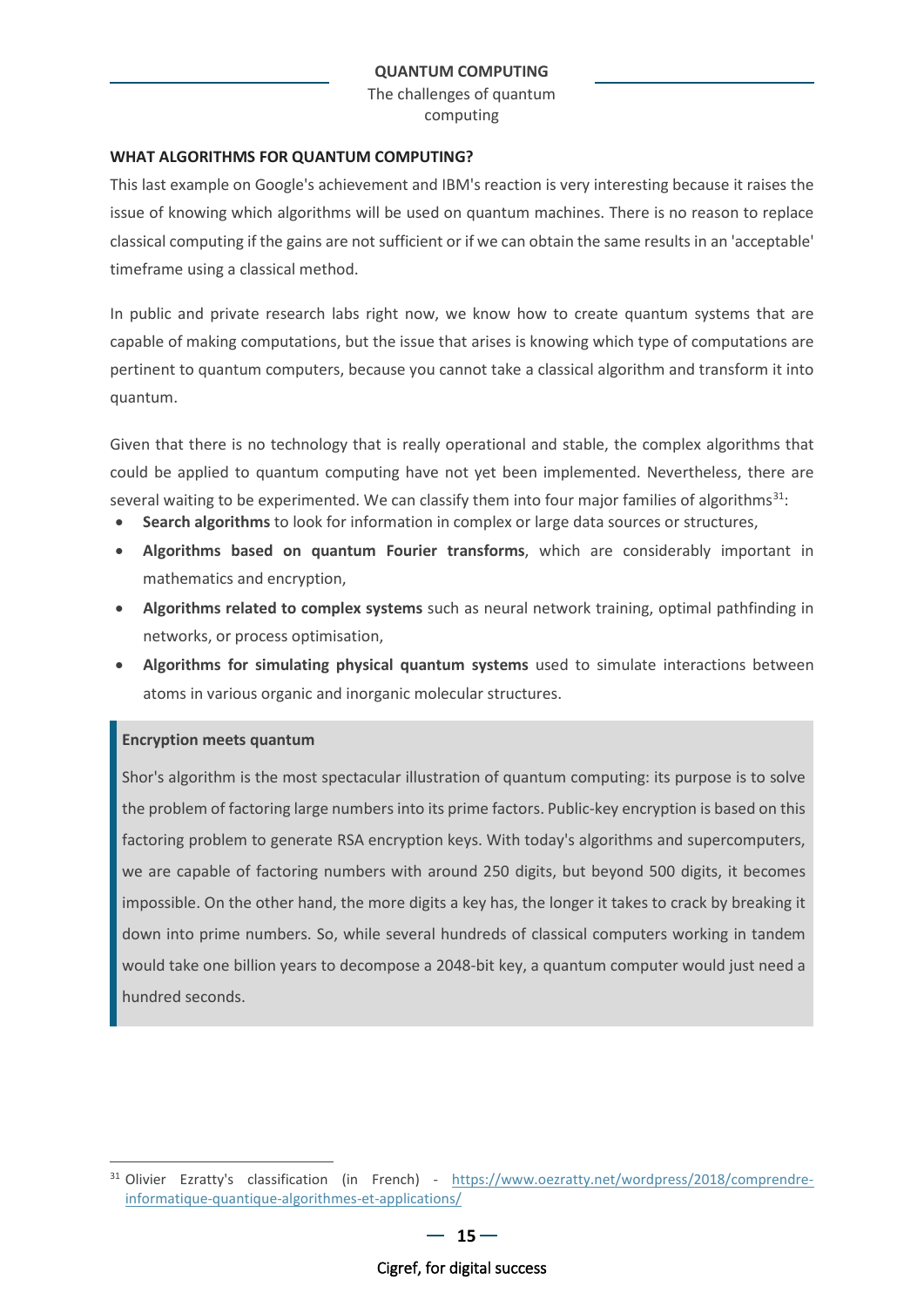## WHAT ALGORITHMS FOR QUANTUM COMPUTING?

This last example on Google's achievement and IBM's reaction is very interesting because it raises the issue of knowing which algorithms will be used on quantum machines. There is no reason to replace classical computing if the gains are not sufficient or if we can obtain the same results in an 'acceptable' timeframe using a classical method.

In public and private research labs right now, we know how to create quantum systems that are capable of making computations, but the issue that arises is knowing which type of computations are pertinent to quantum computers, because you cannot take a classical algorithm and transform it into quantum.

Given that there is no technology that is really operational and stable, the complex algorithms that could be applied to quantum computing have not yet been implemented. Nevertheless, there are several waiting to be experimented. We can classify them into four major families of algorithms[31]:

- **Search algorithms** to look for information in complex or large data sources or structures,
- **Algorithms based on quantum Fourier transforms**, which are considerably important in mathematics and encryption,
- **Algorithms related to complex systems** such as neural network training, optimal pathfinding in networks, or process optimisation,
- **Algorithms for simulating physical quantum systems** used to simulate interactions between atoms in various organic and inorganic molecular structures.

> **Encryption meets quantum**
>
> Shor's algorithm is the most spectacular illustration of quantum computing: its purpose is to solve the problem of factoring large numbers into its prime factors. Public-key encryption is based on this factoring problem to generate RSA encryption keys. With today's algorithms and supercomputers, we are capable of factoring numbers with around 250 digits, but beyond 500 digits, it becomes impossible. On the other hand, the more digits a key has, the longer it takes to crack by breaking it down into prime numbers. So, while several hundreds of classical computers working in tandem would take one billion years to decompose a 2048-bit key, a quantum computer would just need a hundred seconds.

[31] Olivier Ezratty's classification (in French) - https://www.oezratty.net/wordpress/2018/comprendre-informatique-quantique-algorithmes-et-applications/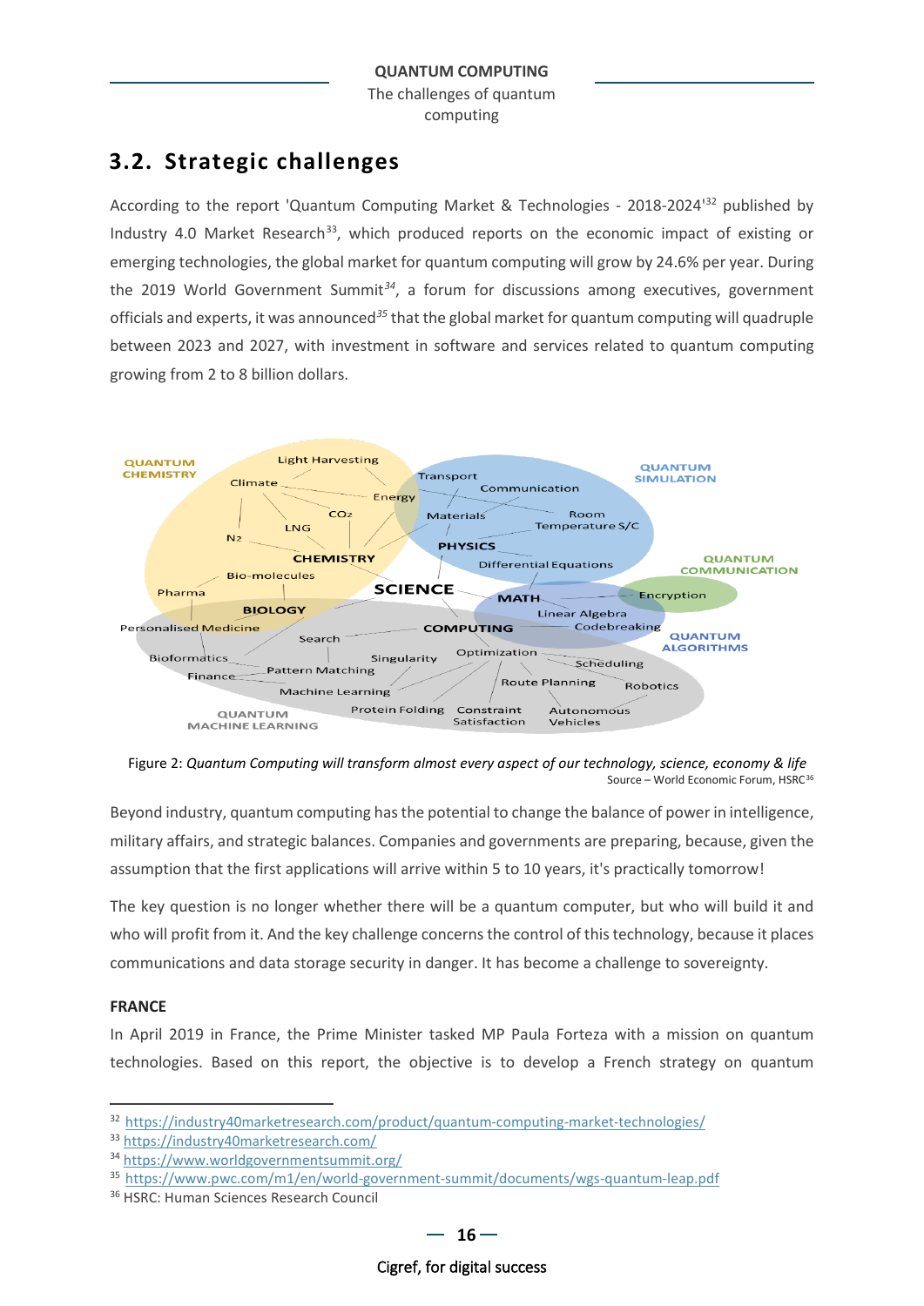## 3.2. Strategic challenges

According to the report 'Quantum Computing Market & Technologies - 2018-2024'[32] published by Industry 4.0 Market Research[33], which produced reports on the economic impact of existing or emerging technologies, the global market for quantum computing will grow by 24.6% per year. During the 2019 World Government Summit[34], a forum for discussions among executives, government officials and experts, it was announced[35] that the global market for quantum computing will quadruple between 2023 and 2027, with investment in software and services related to quantum computing growing from 2 to 8 billion dollars.

Figure 2: *Quantum Computing will transform almost every aspect of our technology, science, economy & life*

Source – World Economic Forum, HSRC[36]

Beyond industry, quantum computing has the potential to change the balance of power in intelligence, military affairs, and strategic balances. Companies and governments are preparing, because, given the assumption that the first applications will arrive within 5 to 10 years, it's practically tomorrow!

The key question is no longer whether there will be a quantum computer, but who will build it and who will profit from it. And the key challenge concerns the control of this technology, because it places communications and data storage security in danger. It has become a challenge to sovereignty.

**FRANCE**

In April 2019 in France, the Prime Minister tasked MP Paula Forteza with a mission on quantum technologies. Based on this report, the objective is to develop a French strategy on quantum

---

[32] https://industry40marketresearch.com/product/quantum-computing-market-technologies/

[33] https://industry40marketresearch.com/

[34] https://www.worldgovernmentsummit.org/

[35] https://www.pwc.com/m1/en/world-government-summit/documents/wgs-quantum-leap.pdf

[36] HSRC: Human Sciences Research Council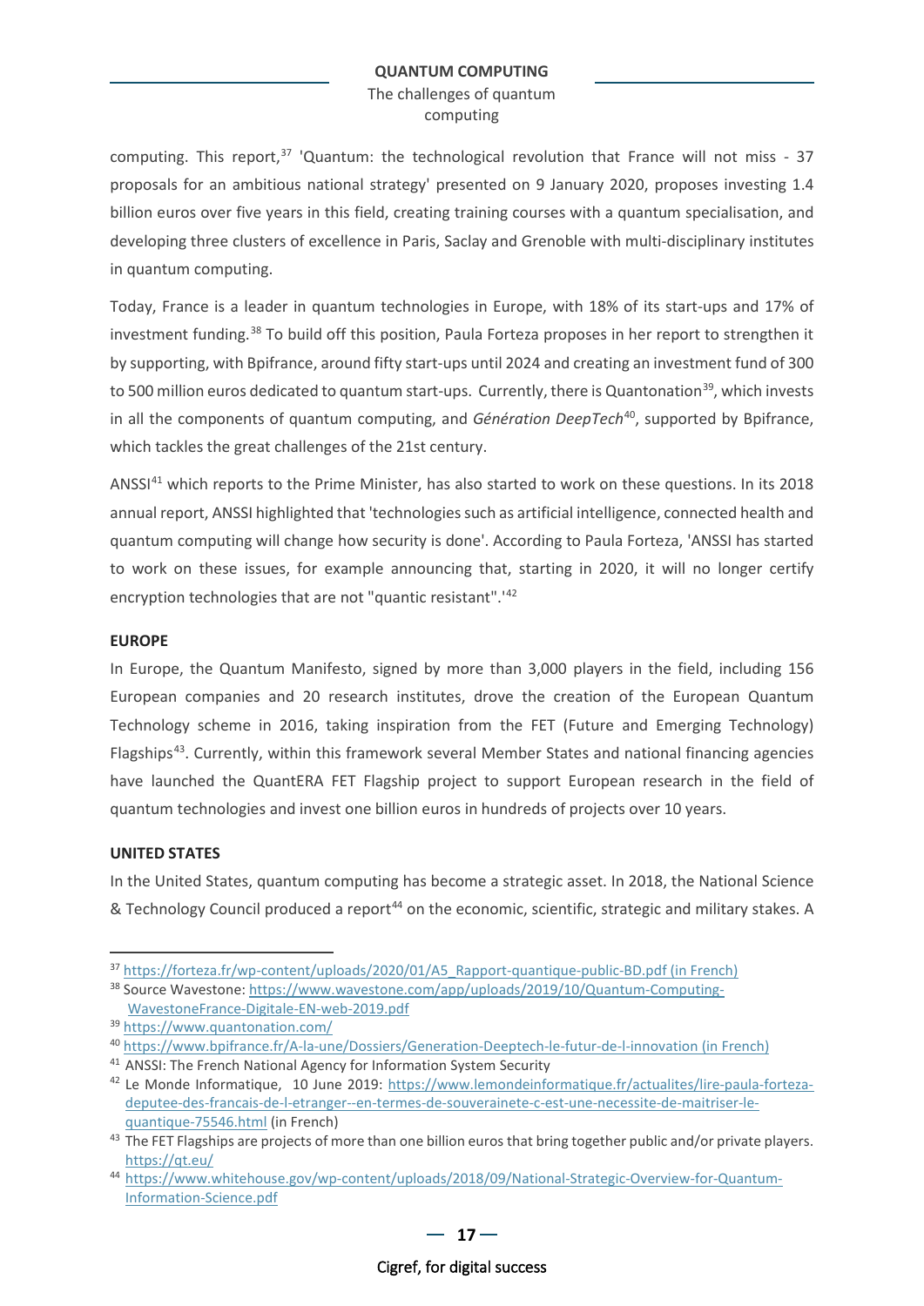computing. This report,[37] 'Quantum: the technological revolution that France will not miss - 37 proposals for an ambitious national strategy' presented on 9 January 2020, proposes investing 1.4 billion euros over five years in this field, creating training courses with a quantum specialisation, and developing three clusters of excellence in Paris, Saclay and Grenoble with multi-disciplinary institutes in quantum computing.

Today, France is a leader in quantum technologies in Europe, with 18% of its start-ups and 17% of investment funding.[38] To build off this position, Paula Forteza proposes in her report to strengthen it by supporting, with Bpifrance, around fifty start-ups until 2024 and creating an investment fund of 300 to 500 million euros dedicated to quantum start-ups. Currently, there is Quantonation[39], which invests in all the components of quantum computing, and *Génération DeepTech*[40], supported by Bpifrance, which tackles the great challenges of the 21st century.

ANSSI[41] which reports to the Prime Minister, has also started to work on these questions. In its 2018 annual report, ANSSI highlighted that 'technologies such as artificial intelligence, connected health and quantum computing will change how security is done'. According to Paula Forteza, 'ANSSI has started to work on these issues, for example announcing that, starting in 2020, it will no longer certify encryption technologies that are not "quantic resistant".'[42]

### EUROPE

In Europe, the Quantum Manifesto, signed by more than 3,000 players in the field, including 156 European companies and 20 research institutes, drove the creation of the European Quantum Technology scheme in 2016, taking inspiration from the FET (Future and Emerging Technology) Flagships[43]. Currently, within this framework several Member States and national financing agencies have launched the QuantERA FET Flagship project to support European research in the field of quantum technologies and invest one billion euros in hundreds of projects over 10 years.

### UNITED STATES

In the United States, quantum computing has become a strategic asset. In 2018, the National Science & Technology Council produced a report[44] on the economic, scientific, strategic and military stakes. A

---

[37] https://forteza.fr/wp-content/uploads/2020/01/A5_Rapport-quantique-public-BD.pdf (in French)

[38] Source Wavestone: https://www.wavestone.com/app/uploads/2019/10/Quantum-Computing-WavestoneFrance-Digitale-EN-web-2019.pdf

[39] https://www.quantonation.com/

[40] https://www.bpifrance.fr/A-la-une/Dossiers/Generation-Deeptech-le-futur-de-l-innovation (in French)

[41] ANSSI: The French National Agency for Information System Security

[42] Le Monde Informatique, 10 June 2019: https://www.lemondeinformatique.fr/actualites/lire-paula-forteza-deputee-des-francais-de-l-etranger--en-termes-de-souverainete-c-est-une-necessite-de-maitriser-le-quantique-75546.html (in French)

[43] The FET Flagships are projects of more than one billion euros that bring together public and/or private players. https://qt.eu/

[44] https://www.whitehouse.gov/wp-content/uploads/2018/09/National-Strategic-Overview-for-Quantum-Information-Science.pdf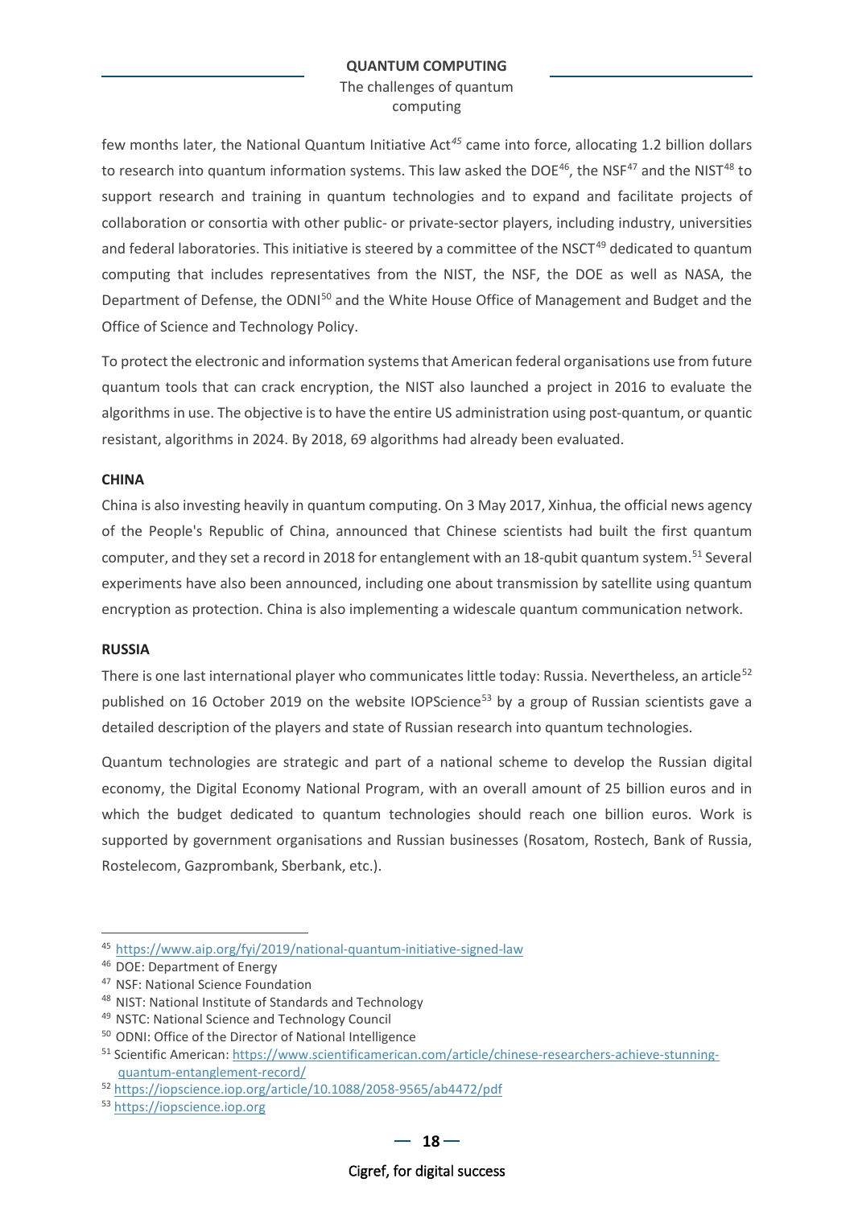few months later, the National Quantum Initiative Act[45] came into force, allocating 1.2 billion dollars to research into quantum information systems. This law asked the DOE[46], the NSF[47] and the NIST[48] to support research and training in quantum technologies and to expand and facilitate projects of collaboration or consortia with other public- or private-sector players, including industry, universities and federal laboratories. This initiative is steered by a committee of the NSCT[49] dedicated to quantum computing that includes representatives from the NIST, the NSF, the DOE as well as NASA, the Department of Defense, the ODNI[50] and the White House Office of Management and Budget and the Office of Science and Technology Policy.

To protect the electronic and information systems that American federal organisations use from future quantum tools that can crack encryption, the NIST also launched a project in 2016 to evaluate the algorithms in use. The objective is to have the entire US administration using post-quantum, or quantic resistant, algorithms in 2024. By 2018, 69 algorithms had already been evaluated.

### CHINA

China is also investing heavily in quantum computing. On 3 May 2017, Xinhua, the official news agency of the People's Republic of China, announced that Chinese scientists had built the first quantum computer, and they set a record in 2018 for entanglement with an 18-qubit quantum system.[51] Several experiments have also been announced, including one about transmission by satellite using quantum encryption as protection. China is also implementing a widescale quantum communication network.

### RUSSIA

There is one last international player who communicates little today: Russia. Nevertheless, an article[52] published on 16 October 2019 on the website IOPScience[53] by a group of Russian scientists gave a detailed description of the players and state of Russian research into quantum technologies.

Quantum technologies are strategic and part of a national scheme to develop the Russian digital economy, the Digital Economy National Program, with an overall amount of 25 billion euros and in which the budget dedicated to quantum technologies should reach one billion euros. Work is supported by government organisations and Russian businesses (Rosatom, Rostech, Bank of Russia, Rostelecom, Gazprombank, Sberbank, etc.).

---

[45] https://www.aip.org/fyi/2019/national-quantum-initiative-signed-law

[46] DOE: Department of Energy

[47] NSF: National Science Foundation

[48] NIST: National Institute of Standards and Technology

[49] NSTC: National Science and Technology Council

[50] ODNI: Office of the Director of National Intelligence

[51] Scientific American: https://www.scientificamerican.com/article/chinese-researchers-achieve-stunning-quantum-entanglement-record/

[52] https://iopscience.iop.org/article/10.1088/2058-9565/ab4472/pdf

[53] https://iopscience.iop.org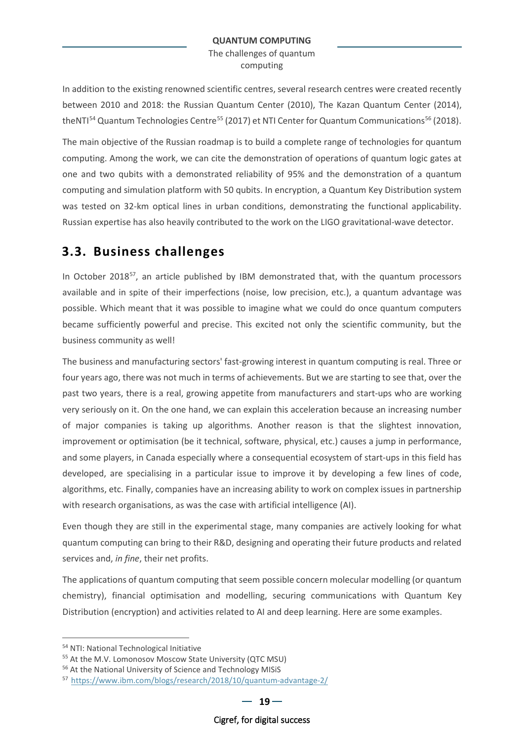In addition to the existing renowned scientific centres, several research centres were created recently between 2010 and 2018: the Russian Quantum Center (2010), The Kazan Quantum Center (2014), theNTI[54] Quantum Technologies Centre[55] (2017) et NTI Center for Quantum Communications[56] (2018).

The main objective of the Russian roadmap is to build a complete range of technologies for quantum computing. Among the work, we can cite the demonstration of operations of quantum logic gates at one and two qubits with a demonstrated reliability of 95% and the demonstration of a quantum computing and simulation platform with 50 qubits. In encryption, a Quantum Key Distribution system was tested on 32-km optical lines in urban conditions, demonstrating the functional applicability. Russian expertise has also heavily contributed to the work on the LIGO gravitational-wave detector.

## 3.3. Business challenges

In October 2018[57], an article published by IBM demonstrated that, with the quantum processors available and in spite of their imperfections (noise, low precision, etc.), a quantum advantage was possible. Which meant that it was possible to imagine what we could do once quantum computers became sufficiently powerful and precise. This excited not only the scientific community, but the business community as well!

The business and manufacturing sectors' fast-growing interest in quantum computing is real. Three or four years ago, there was not much in terms of achievements. But we are starting to see that, over the past two years, there is a real, growing appetite from manufacturers and start-ups who are working very seriously on it. On the one hand, we can explain this acceleration because an increasing number of major companies is taking up algorithms. Another reason is that the slightest innovation, improvement or optimisation (be it technical, software, physical, etc.) causes a jump in performance, and some players, in Canada especially where a consequential ecosystem of start-ups in this field has developed, are specialising in a particular issue to improve it by developing a few lines of code, algorithms, etc. Finally, companies have an increasing ability to work on complex issues in partnership with research organisations, as was the case with artificial intelligence (AI).

Even though they are still in the experimental stage, many companies are actively looking for what quantum computing can bring to their R&D, designing and operating their future products and related services and, *in fine*, their net profits.

The applications of quantum computing that seem possible concern molecular modelling (or quantum chemistry), financial optimisation and modelling, securing communications with Quantum Key Distribution (encryption) and activities related to AI and deep learning. Here are some examples.

---

[54] NTI: National Technological Initiative

[55] At the M.V. Lomonosov Moscow State University (QTC MSU)

[56] At the National University of Science and Technology MISiS

[57] https://www.ibm.com/blogs/research/2018/10/quantum-advantage-2/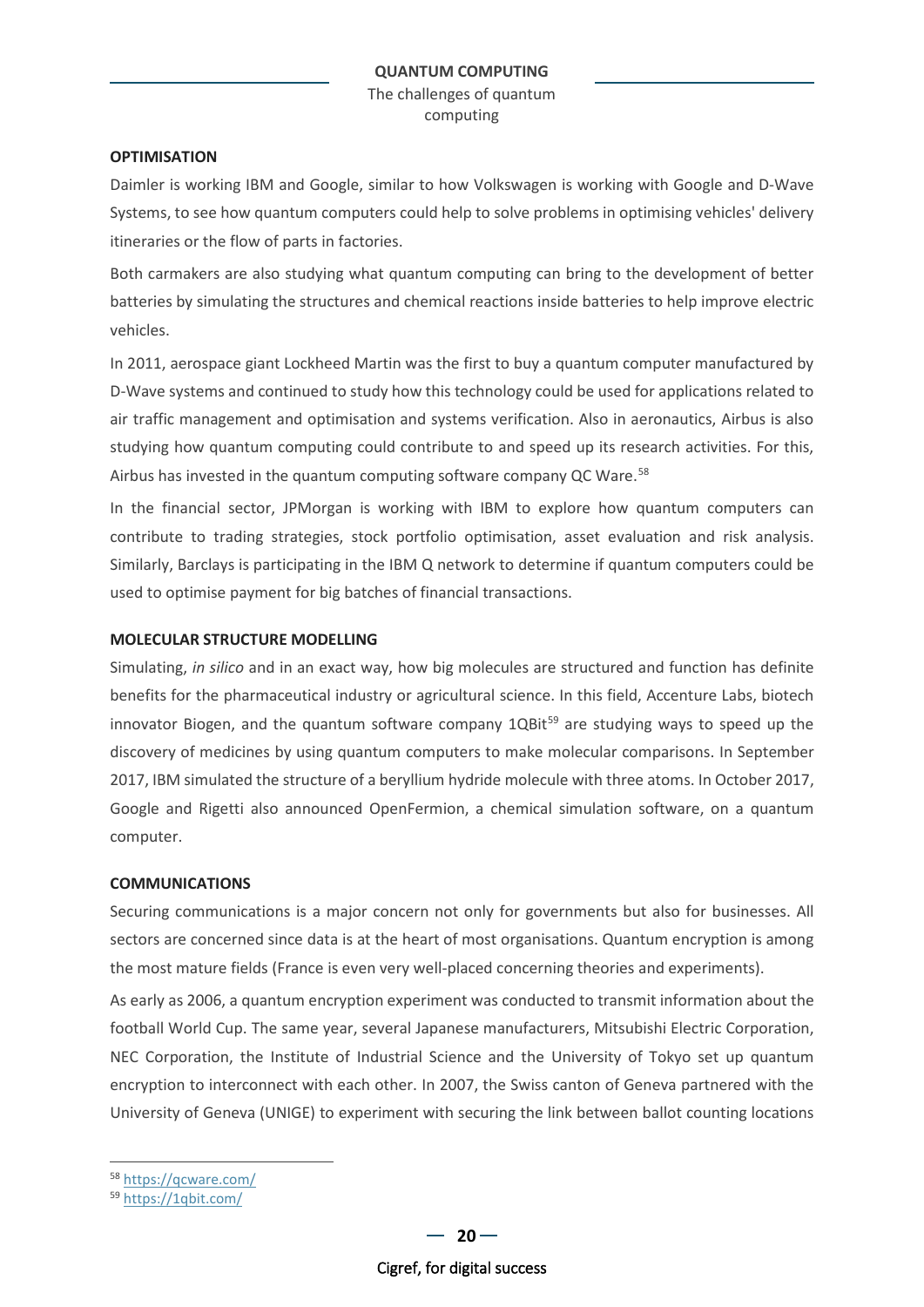**OPTIMISATION**

Daimler is working IBM and Google, similar to how Volkswagen is working with Google and D-Wave Systems, to see how quantum computers could help to solve problems in optimising vehicles' delivery itineraries or the flow of parts in factories.

Both carmakers are also studying what quantum computing can bring to the development of better batteries by simulating the structures and chemical reactions inside batteries to help improve electric vehicles.

In 2011, aerospace giant Lockheed Martin was the first to buy a quantum computer manufactured by D-Wave systems and continued to study how this technology could be used for applications related to air traffic management and optimisation and systems verification. Also in aeronautics, Airbus is also studying how quantum computing could contribute to and speed up its research activities. For this, Airbus has invested in the quantum computing software company QC Ware.[58]

In the financial sector, JPMorgan is working with IBM to explore how quantum computers can contribute to trading strategies, stock portfolio optimisation, asset evaluation and risk analysis. Similarly, Barclays is participating in the IBM Q network to determine if quantum computers could be used to optimise payment for big batches of financial transactions.

**MOLECULAR STRUCTURE MODELLING**

Simulating, *in silico* and in an exact way, how big molecules are structured and function has definite benefits for the pharmaceutical industry or agricultural science. In this field, Accenture Labs, biotech innovator Biogen, and the quantum software company 1QBit[59] are studying ways to speed up the discovery of medicines by using quantum computers to make molecular comparisons. In September 2017, IBM simulated the structure of a beryllium hydride molecule with three atoms. In October 2017, Google and Rigetti also announced OpenFermion, a chemical simulation software, on a quantum computer.

**COMMUNICATIONS**

Securing communications is a major concern not only for governments but also for businesses. All sectors are concerned since data is at the heart of most organisations. Quantum encryption is among the most mature fields (France is even very well-placed concerning theories and experiments).

As early as 2006, a quantum encryption experiment was conducted to transmit information about the football World Cup. The same year, several Japanese manufacturers, Mitsubishi Electric Corporation, NEC Corporation, the Institute of Industrial Science and the University of Tokyo set up quantum encryption to interconnect with each other. In 2007, the Swiss canton of Geneva partnered with the University of Geneva (UNIGE) to experiment with securing the link between ballot counting locations

[58] https://qcware.com/

[59] https://1qbit.com/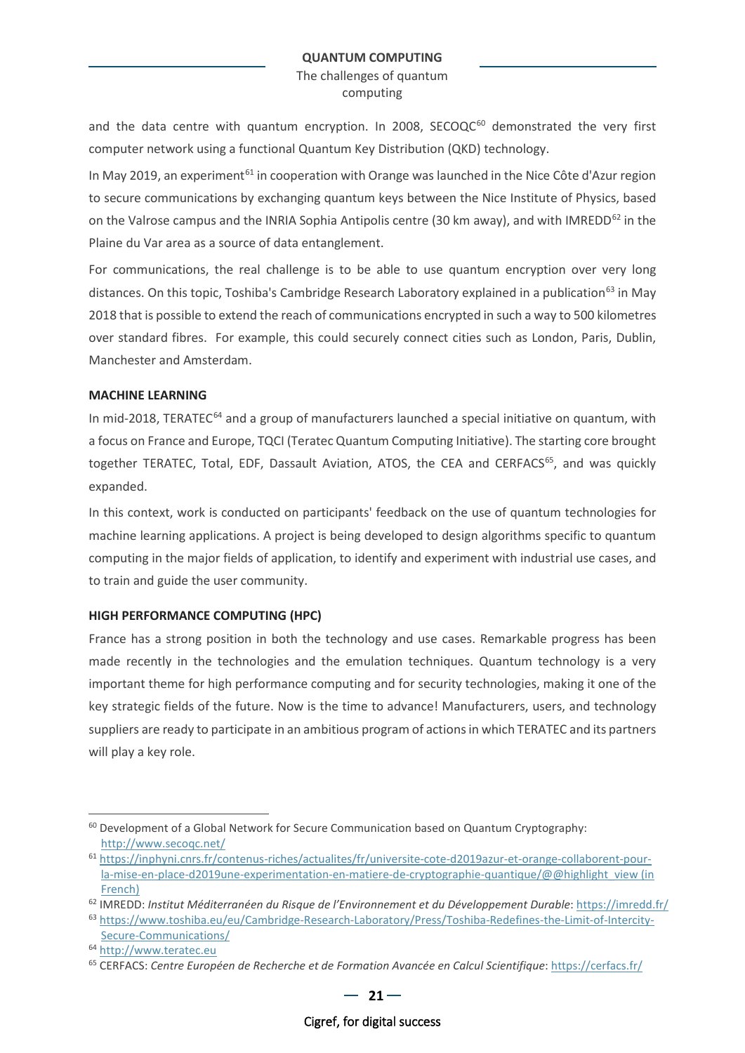and the data centre with quantum encryption. In 2008, SECOQC[60] demonstrated the very first computer network using a functional Quantum Key Distribution (QKD) technology.

In May 2019, an experiment[61] in cooperation with Orange was launched in the Nice Côte d'Azur region to secure communications by exchanging quantum keys between the Nice Institute of Physics, based on the Valrose campus and the INRIA Sophia Antipolis centre (30 km away), and with IMREDD[62] in the Plaine du Var area as a source of data entanglement.

For communications, the real challenge is to be able to use quantum encryption over very long distances. On this topic, Toshiba's Cambridge Research Laboratory explained in a publication[63] in May 2018 that is possible to extend the reach of communications encrypted in such a way to 500 kilometres over standard fibres. For example, this could securely connect cities such as London, Paris, Dublin, Manchester and Amsterdam.

**MACHINE LEARNING**

In mid-2018, TERATEC[64] and a group of manufacturers launched a special initiative on quantum, with a focus on France and Europe, TQCI (Teratec Quantum Computing Initiative). The starting core brought together TERATEC, Total, EDF, Dassault Aviation, ATOS, the CEA and CERFACS[65], and was quickly expanded.

In this context, work is conducted on participants' feedback on the use of quantum technologies for machine learning applications. A project is being developed to design algorithms specific to quantum computing in the major fields of application, to identify and experiment with industrial use cases, and to train and guide the user community.

**HIGH PERFORMANCE COMPUTING (HPC)**

France has a strong position in both the technology and use cases. Remarkable progress has been made recently in the technologies and the emulation techniques. Quantum technology is a very important theme for high performance computing and for security technologies, making it one of the key strategic fields of the future. Now is the time to advance! Manufacturers, users, and technology suppliers are ready to participate in an ambitious program of actions in which TERATEC and its partners will play a key role.

---

[60] Development of a Global Network for Secure Communication based on Quantum Cryptography: http://www.secoqc.net/

[61] https://inphyni.cnrs.fr/contenus-riches/actualites/fr/universite-cote-d2019azur-et-orange-collaborent-pour-la-mise-en-place-d2019une-experimentation-en-matiere-de-cryptographie-quantique/@@highlight_view (in French)

[62] IMREDD: *Institut Méditerranéen du Risque de l'Environnement et du Développement Durable*: https://imredd.fr/

[63] https://www.toshiba.eu/eu/Cambridge-Research-Laboratory/Press/Toshiba-Redefines-the-Limit-of-Intercity-Secure-Communications/

[64] http://www.teratec.eu

[65] CERFACS: *Centre Européen de Recherche et de Formation Avancée en Calcul Scientifique*: https://cerfacs.fr/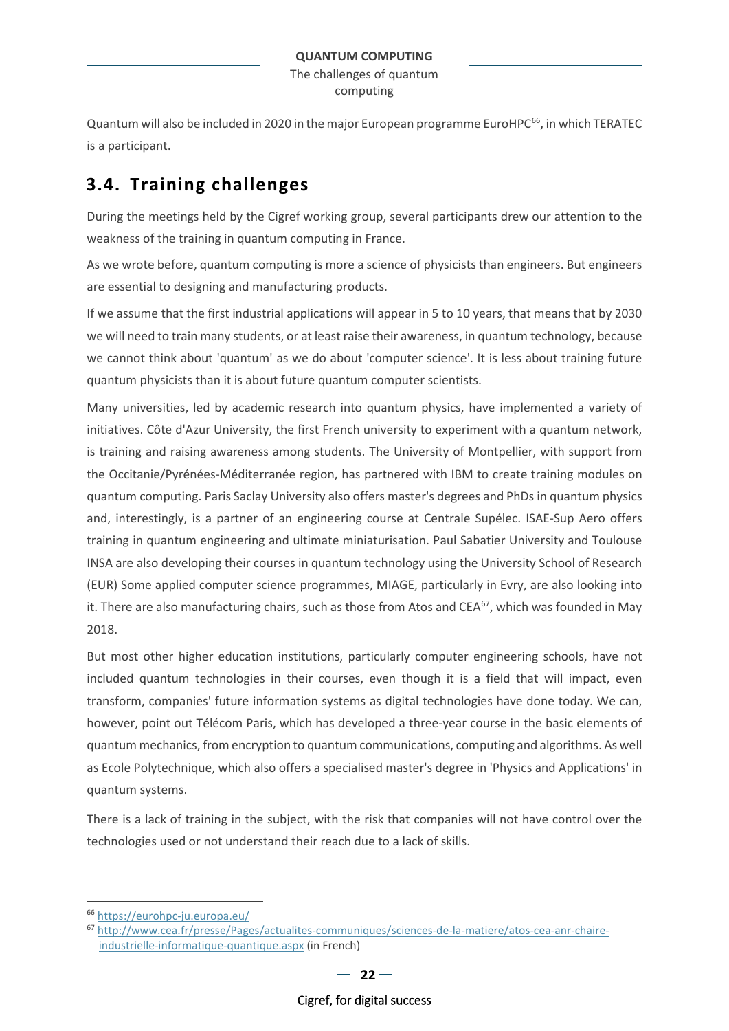Quantum will also be included in 2020 in the major European programme EuroHPC[66], in which TERATEC is a participant.

## 3.4. Training challenges

During the meetings held by the Cigref working group, several participants drew our attention to the weakness of the training in quantum computing in France.

As we wrote before, quantum computing is more a science of physicists than engineers. But engineers are essential to designing and manufacturing products.

If we assume that the first industrial applications will appear in 5 to 10 years, that means that by 2030 we will need to train many students, or at least raise their awareness, in quantum technology, because we cannot think about 'quantum' as we do about 'computer science'. It is less about training future quantum physicists than it is about future quantum computer scientists.

Many universities, led by academic research into quantum physics, have implemented a variety of initiatives. Côte d'Azur University, the first French university to experiment with a quantum network, is training and raising awareness among students. The University of Montpellier, with support from the Occitanie/Pyrénées-Méditerranée region, has partnered with IBM to create training modules on quantum computing. Paris Saclay University also offers master's degrees and PhDs in quantum physics and, interestingly, is a partner of an engineering course at Centrale Supélec. ISAE-Sup Aero offers training in quantum engineering and ultimate miniaturisation. Paul Sabatier University and Toulouse INSA are also developing their courses in quantum technology using the University School of Research (EUR) Some applied computer science programmes, MIAGE, particularly in Evry, are also looking into it. There are also manufacturing chairs, such as those from Atos and CEA[67], which was founded in May 2018.

But most other higher education institutions, particularly computer engineering schools, have not included quantum technologies in their courses, even though it is a field that will impact, even transform, companies' future information systems as digital technologies have done today. We can, however, point out Télécom Paris, which has developed a three-year course in the basic elements of quantum mechanics, from encryption to quantum communications, computing and algorithms. As well as Ecole Polytechnique, which also offers a specialised master's degree in 'Physics and Applications' in quantum systems.

There is a lack of training in the subject, with the risk that companies will not have control over the technologies used or not understand their reach due to a lack of skills.

---

[66] https://eurohpc-ju.europa.eu/

[67] http://www.cea.fr/presse/Pages/actualites-communiques/sciences-de-la-matiere/atos-cea-anr-chaire-industrielle-informatique-quantique.aspx (in French)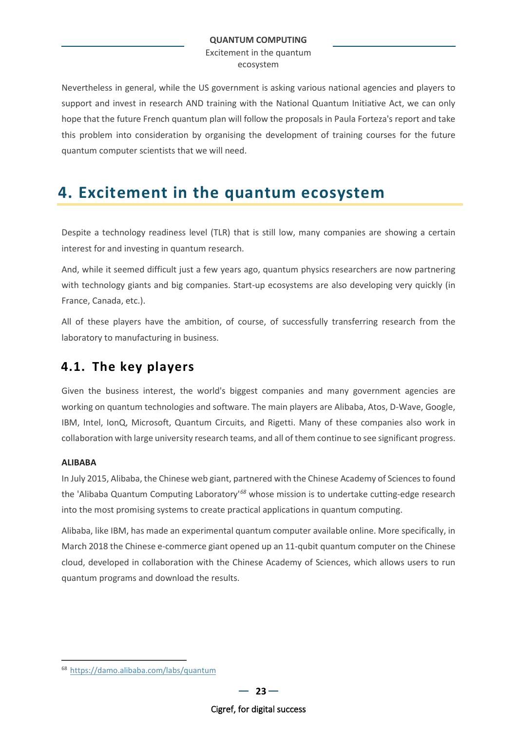Nevertheless in general, while the US government is asking various national agencies and players to support and invest in research AND training with the National Quantum Initiative Act, we can only hope that the future French quantum plan will follow the proposals in Paula Forteza's report and take this problem into consideration by organising the development of training courses for the future quantum computer scientists that we will need.

# 4. Excitement in the quantum ecosystem

Despite a technology readiness level (TLR) that is still low, many companies are showing a certain interest for and investing in quantum research.

And, while it seemed difficult just a few years ago, quantum physics researchers are now partnering with technology giants and big companies. Start-up ecosystems are also developing very quickly (in France, Canada, etc.).

All of these players have the ambition, of course, of successfully transferring research from the laboratory to manufacturing in business.

## 4.1. The key players

Given the business interest, the world's biggest companies and many government agencies are working on quantum technologies and software. The main players are Alibaba, Atos, D-Wave, Google, IBM, Intel, IonQ, Microsoft, Quantum Circuits, and Rigetti. Many of these companies also work in collaboration with large university research teams, and all of them continue to see significant progress.

**ALIBABA**

In July 2015, Alibaba, the Chinese web giant, partnered with the Chinese Academy of Sciences to found the 'Alibaba Quantum Computing Laboratory'[68] whose mission is to undertake cutting-edge research into the most promising systems to create practical applications in quantum computing.

Alibaba, like IBM, has made an experimental quantum computer available online. More specifically, in March 2018 the Chinese e-commerce giant opened up an 11-qubit quantum computer on the Chinese cloud, developed in collaboration with the Chinese Academy of Sciences, which allows users to run quantum programs and download the results.

[68] https://damo.alibaba.com/labs/quantum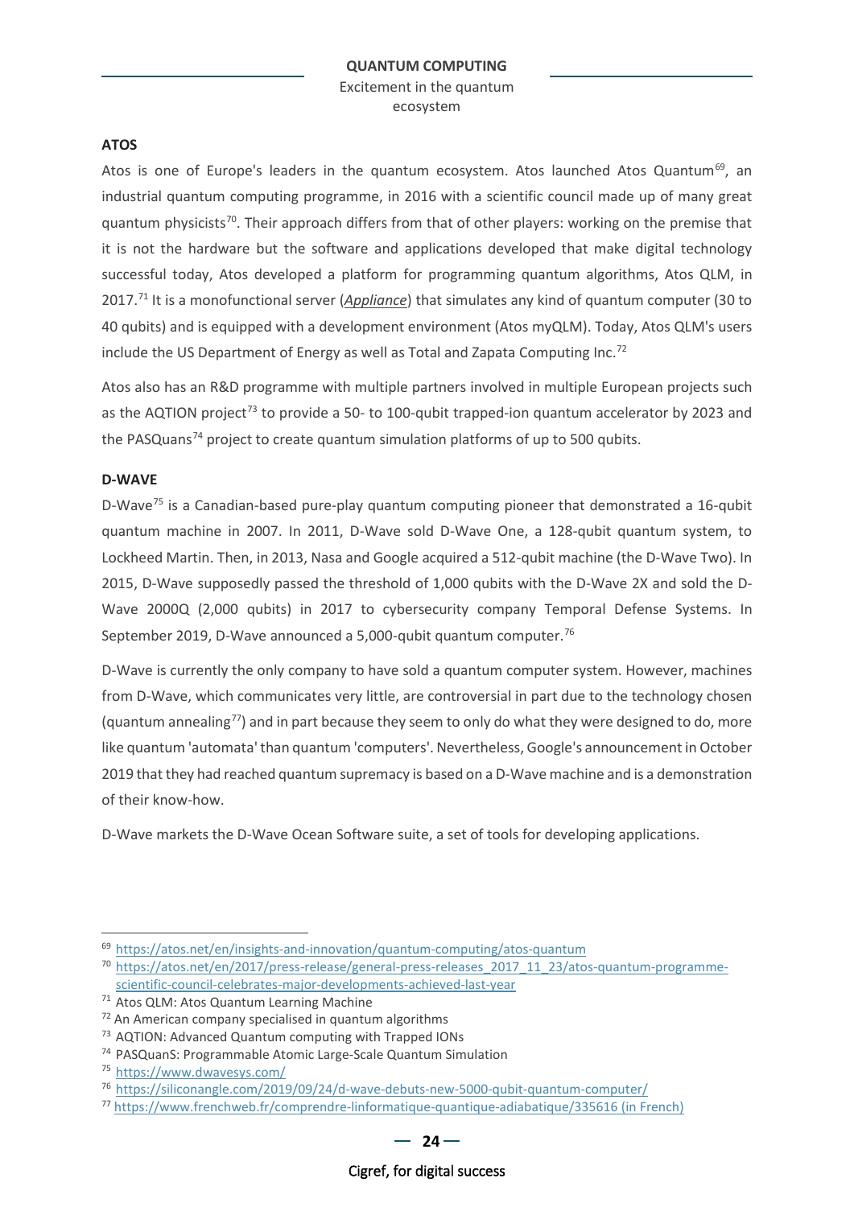## ATOS

Atos is one of Europe's leaders in the quantum ecosystem. Atos launched Atos Quantum[69], an industrial quantum computing programme, in 2016 with a scientific council made up of many great quantum physicists[70]. Their approach differs from that of other players: working on the premise that it is not the hardware but the software and applications developed that make digital technology successful today, Atos developed a platform for programming quantum algorithms, Atos QLM, in 2017.[71] It is a monofunctional server (*Appliance*) that simulates any kind of quantum computer (30 to 40 qubits) and is equipped with a development environment (Atos myQLM). Today, Atos QLM's users include the US Department of Energy as well as Total and Zapata Computing Inc.[72]

Atos also has an R&D programme with multiple partners involved in multiple European projects such as the AQTION project[73] to provide a 50- to 100-qubit trapped-ion quantum accelerator by 2023 and the PASQuans[74] project to create quantum simulation platforms of up to 500 qubits.

## D-WAVE

D-Wave[75] is a Canadian-based pure-play quantum computing pioneer that demonstrated a 16-qubit quantum machine in 2007. In 2011, D-Wave sold D-Wave One, a 128-qubit quantum system, to Lockheed Martin. Then, in 2013, Nasa and Google acquired a 512-qubit machine (the D-Wave Two). In 2015, D-Wave supposedly passed the threshold of 1,000 qubits with the D-Wave 2X and sold the D-Wave 2000Q (2,000 qubits) in 2017 to cybersecurity company Temporal Defense Systems. In September 2019, D-Wave announced a 5,000-qubit quantum computer.[76]

D-Wave is currently the only company to have sold a quantum computer system. However, machines from D-Wave, which communicates very little, are controversial in part due to the technology chosen (quantum annealing[77]) and in part because they seem to only do what they were designed to do, more like quantum 'automata' than quantum 'computers'. Nevertheless, Google's announcement in October 2019 that they had reached quantum supremacy is based on a D-Wave machine and is a demonstration of their know-how.

D-Wave markets the D-Wave Ocean Software suite, a set of tools for developing applications.

---

[69] https://atos.net/en/insights-and-innovation/quantum-computing/atos-quantum

[70] https://atos.net/en/2017/press-release/general-press-releases_2017_11_23/atos-quantum-programme-scientific-council-celebrates-major-developments-achieved-last-year

[71] Atos QLM: Atos Quantum Learning Machine

[72] An American company specialised in quantum algorithms

[73] AQTION: Advanced Quantum computing with Trapped IONs

[74] PASQuanS: Programmable Atomic Large-Scale Quantum Simulation

[75] https://www.dwavesys.com/

[76] https://siliconangle.com/2019/09/24/d-wave-debuts-new-5000-qubit-quantum-computer/

[77] https://www.frenchweb.fr/comprendre-linformatique-quantique-adiabatique/335616 (in French)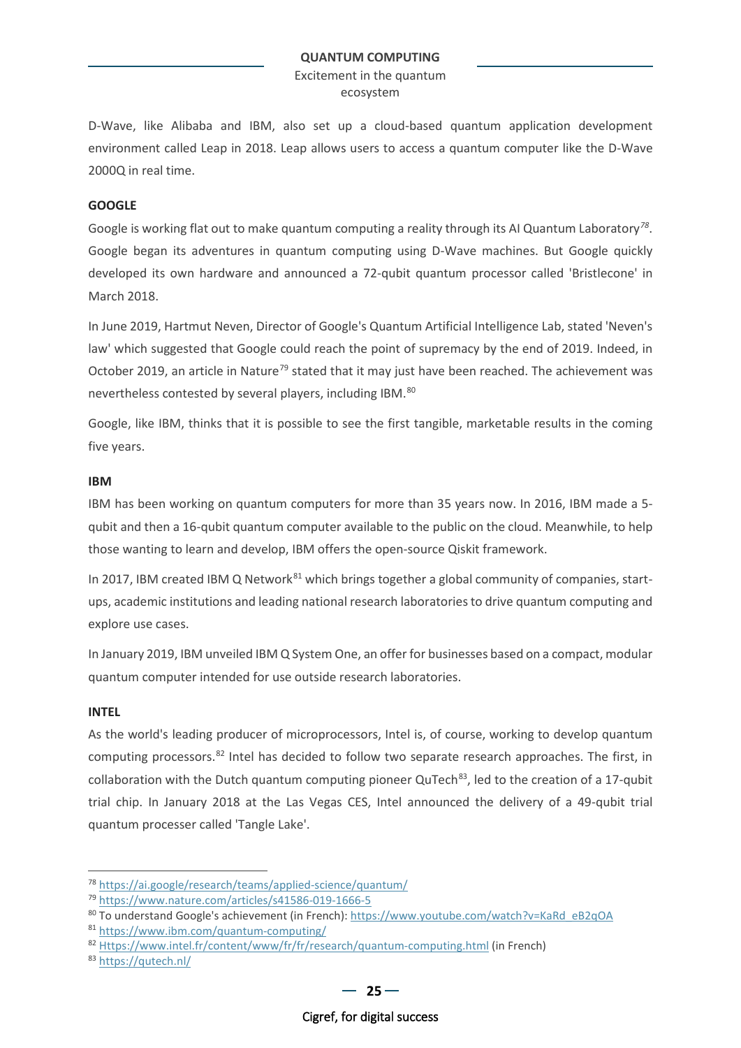D-Wave, like Alibaba and IBM, also set up a cloud-based quantum application development environment called Leap in 2018. Leap allows users to access a quantum computer like the D-Wave 2000Q in real time.

#### GOOGLE

Google is working flat out to make quantum computing a reality through its AI Quantum Laboratory[78]. Google began its adventures in quantum computing using D-Wave machines. But Google quickly developed its own hardware and announced a 72-qubit quantum processor called 'Bristlecone' in March 2018.

In June 2019, Hartmut Neven, Director of Google's Quantum Artificial Intelligence Lab, stated 'Neven's law' which suggested that Google could reach the point of supremacy by the end of 2019. Indeed, in October 2019, an article in Nature[79] stated that it may just have been reached. The achievement was nevertheless contested by several players, including IBM.[80]

Google, like IBM, thinks that it is possible to see the first tangible, marketable results in the coming five years.

#### IBM

IBM has been working on quantum computers for more than 35 years now. In 2016, IBM made a 5-qubit and then a 16-qubit quantum computer available to the public on the cloud. Meanwhile, to help those wanting to learn and develop, IBM offers the open-source Qiskit framework.

In 2017, IBM created IBM Q Network[81] which brings together a global community of companies, start-ups, academic institutions and leading national research laboratories to drive quantum computing and explore use cases.

In January 2019, IBM unveiled IBM Q System One, an offer for businesses based on a compact, modular quantum computer intended for use outside research laboratories.

#### INTEL

As the world's leading producer of microprocessors, Intel is, of course, working to develop quantum computing processors.[82] Intel has decided to follow two separate research approaches. The first, in collaboration with the Dutch quantum computing pioneer QuTech[83], led to the creation of a 17-qubit trial chip. In January 2018 at the Las Vegas CES, Intel announced the delivery of a 49-qubit trial quantum processer called 'Tangle Lake'.

---

[78] https://ai.google/research/teams/applied-science/quantum/

[79] https://www.nature.com/articles/s41586-019-1666-5

[80] To understand Google's achievement (in French): https://www.youtube.com/watch?v=KaRd_eB2qOA

[81] https://www.ibm.com/quantum-computing/

[82] Https://www.intel.fr/content/www/fr/fr/research/quantum-computing.html (in French)

[83] https://qutech.nl/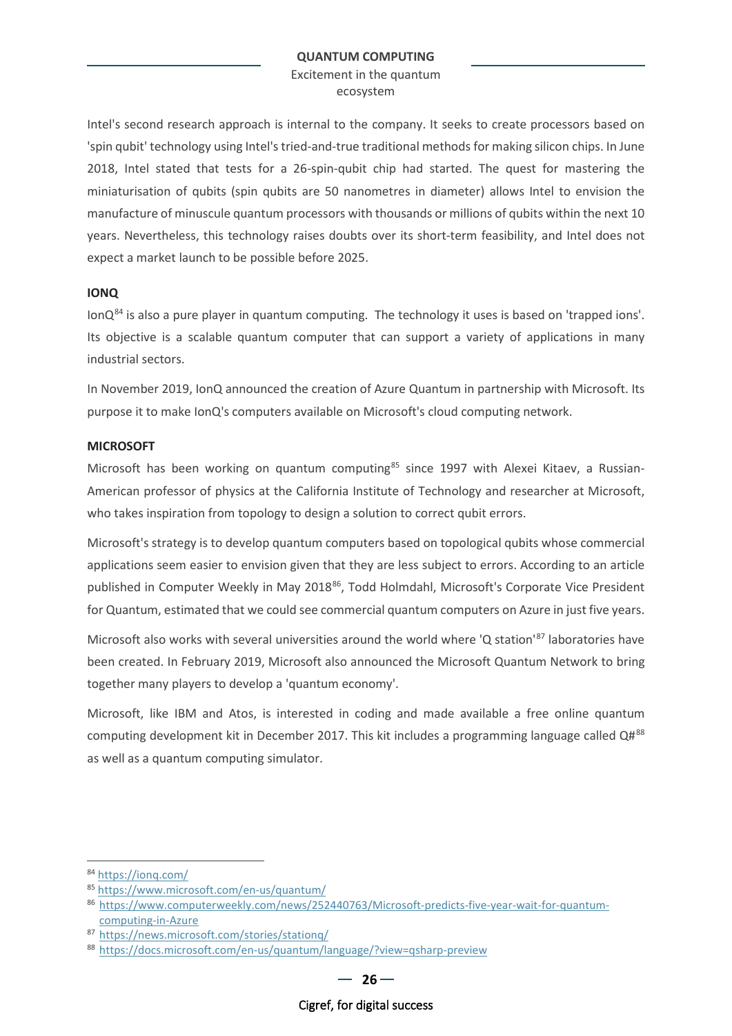Intel's second research approach is internal to the company. It seeks to create processors based on 'spin qubit' technology using Intel's tried-and-true traditional methods for making silicon chips. In June 2018, Intel stated that tests for a 26-spin-qubit chip had started. The quest for mastering the miniaturisation of qubits (spin qubits are 50 nanometres in diameter) allows Intel to envision the manufacture of minuscule quantum processors with thousands or millions of qubits within the next 10 years. Nevertheless, this technology raises doubts over its short-term feasibility, and Intel does not expect a market launch to be possible before 2025.

**IONQ**

IonQ[84] is also a pure player in quantum computing. The technology it uses is based on 'trapped ions'. Its objective is a scalable quantum computer that can support a variety of applications in many industrial sectors.

In November 2019, IonQ announced the creation of Azure Quantum in partnership with Microsoft. Its purpose it to make IonQ's computers available on Microsoft's cloud computing network.

**MICROSOFT**

Microsoft has been working on quantum computing[85] since 1997 with Alexei Kitaev, a Russian-American professor of physics at the California Institute of Technology and researcher at Microsoft, who takes inspiration from topology to design a solution to correct qubit errors.

Microsoft's strategy is to develop quantum computers based on topological qubits whose commercial applications seem easier to envision given that they are less subject to errors. According to an article published in Computer Weekly in May 2018[86], Todd Holmdahl, Microsoft's Corporate Vice President for Quantum, estimated that we could see commercial quantum computers on Azure in just five years.

Microsoft also works with several universities around the world where 'Q station'[87] laboratories have been created. In February 2019, Microsoft also announced the Microsoft Quantum Network to bring together many players to develop a 'quantum economy'.

Microsoft, like IBM and Atos, is interested in coding and made available a free online quantum computing development kit in December 2017. This kit includes a programming language called Q#[88] as well as a quantum computing simulator.

---

[84] https://ionq.com/

[85] https://www.microsoft.com/en-us/quantum/

[86] https://www.computerweekly.com/news/252440763/Microsoft-predicts-five-year-wait-for-quantum-computing-in-Azure

[87] https://news.microsoft.com/stories/stationq/

[88] https://docs.microsoft.com/en-us/quantum/language/?view=qsharp-preview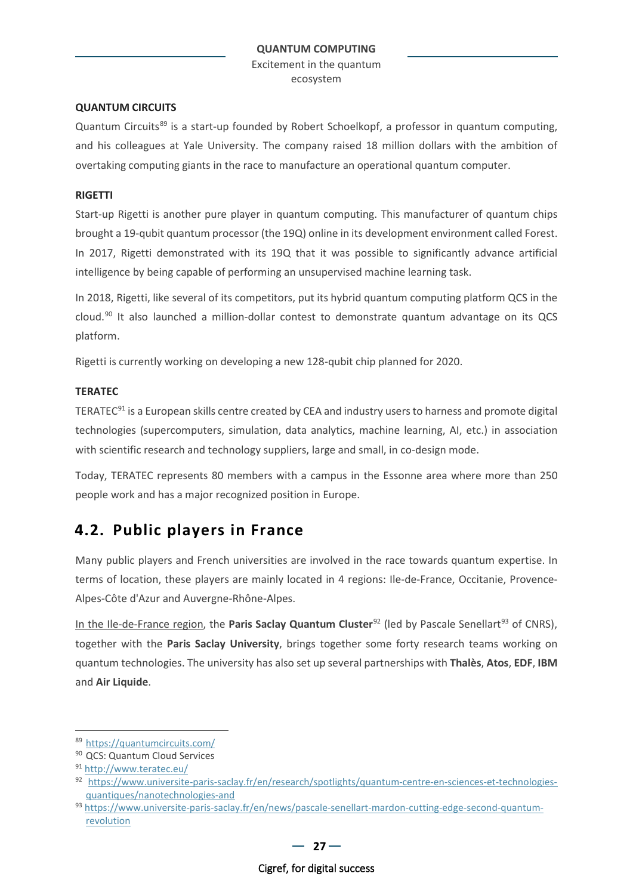### QUANTUM CIRCUITS

Quantum Circuits[89] is a start-up founded by Robert Schoelkopf, a professor in quantum computing, and his colleagues at Yale University. The company raised 18 million dollars with the ambition of overtaking computing giants in the race to manufacture an operational quantum computer.

### RIGETTI

Start-up Rigetti is another pure player in quantum computing. This manufacturer of quantum chips brought a 19-qubit quantum processor (the 19Q) online in its development environment called Forest. In 2017, Rigetti demonstrated with its 19Q that it was possible to significantly advance artificial intelligence by being capable of performing an unsupervised machine learning task.

In 2018, Rigetti, like several of its competitors, put its hybrid quantum computing platform QCS in the cloud.[90] It also launched a million-dollar contest to demonstrate quantum advantage on its QCS platform.

Rigetti is currently working on developing a new 128-qubit chip planned for 2020.

### TERATEC

TERATEC[91] is a European skills centre created by CEA and industry users to harness and promote digital technologies (supercomputers, simulation, data analytics, machine learning, AI, etc.) in association with scientific research and technology suppliers, large and small, in co-design mode.

Today, TERATEC represents 80 members with a campus in the Essonne area where more than 250 people work and has a major recognized position in Europe.

## 4.2. Public players in France

Many public players and French universities are involved in the race towards quantum expertise. In terms of location, these players are mainly located in 4 regions: Ile-de-France, Occitanie, Provence-Alpes-Côte d'Azur and Auvergne-Rhône-Alpes.

<u>In the Ile-de-France region</u>, the **Paris Saclay Quantum Cluster**[92] (led by Pascale Senellart[93] of CNRS), together with the **Paris Saclay University**, brings together some forty research teams working on quantum technologies. The university has also set up several partnerships with **Thalès**, **Atos**, **EDF**, **IBM** and **Air Liquide**.

---

[89] https://quantumcircuits.com/

[90] QCS: Quantum Cloud Services

[91] http://www.teratec.eu/

[92] https://www.universite-paris-saclay.fr/en/research/spotlights/quantum-centre-en-sciences-et-technologies-quantiques/nanotechnologies-and

[93] https://www.universite-paris-saclay.fr/en/news/pascale-senellart-mardon-cutting-edge-second-quantum-revolution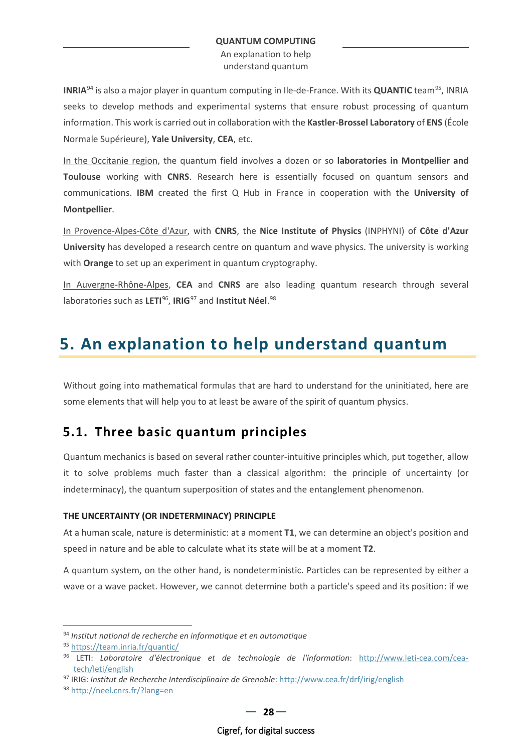**INRIA**[94] is also a major player in quantum computing in Ile-de-France. With its **QUANTIC** team[95], INRIA seeks to develop methods and experimental systems that ensure robust processing of quantum information. This work is carried out in collaboration with the **Kastler-Brossel Laboratory** of **ENS** (École Normale Supérieure), **Yale University**, **CEA**, etc.

In the Occitanie region, the quantum field involves a dozen or so **laboratories in Montpellier and Toulouse** working with **CNRS**. Research here is essentially focused on quantum sensors and communications. **IBM** created the first Q Hub in France in cooperation with the **University of Montpellier**.

In Provence-Alpes-Côte d'Azur, with **CNRS**, the **Nice Institute of Physics** (INPHYNI) of **Côte d'Azur University** has developed a research centre on quantum and wave physics. The university is working with **Orange** to set up an experiment in quantum cryptography.

In Auvergne-Rhône-Alpes, **CEA** and **CNRS** are also leading quantum research through several laboratories such as **LETI**[96], **IRIG**[97] and **Institut Néel**.[98]

# 5. An explanation to help understand quantum

Without going into mathematical formulas that are hard to understand for the uninitiated, here are some elements that will help you to at least be aware of the spirit of quantum physics.

## 5.1. Three basic quantum principles

Quantum mechanics is based on several rather counter-intuitive principles which, put together, allow it to solve problems much faster than a classical algorithm: the principle of uncertainty (or indeterminacy), the quantum superposition of states and the entanglement phenomenon.

**THE UNCERTAINTY (OR INDETERMINACY) PRINCIPLE**

At a human scale, nature is deterministic: at a moment **T1**, we can determine an object's position and speed in nature and be able to calculate what its state will be at a moment **T2**.

A quantum system, on the other hand, is nondeterministic. Particles can be represented by either a wave or a wave packet. However, we cannot determine both a particle's speed and its position: if we

---

[94] *Institut national de recherche en informatique et en automatique*

[95] https://team.inria.fr/quantic/

[96] LETI: *Laboratoire d'électronique et de technologie de l'information*: http://www.leti-cea.com/cea-tech/leti/english

[97] IRIG: *Institut de Recherche Interdisciplinaire de Grenoble*: http://www.cea.fr/drf/irig/english

[98] http://neel.cnrs.fr/?lang=en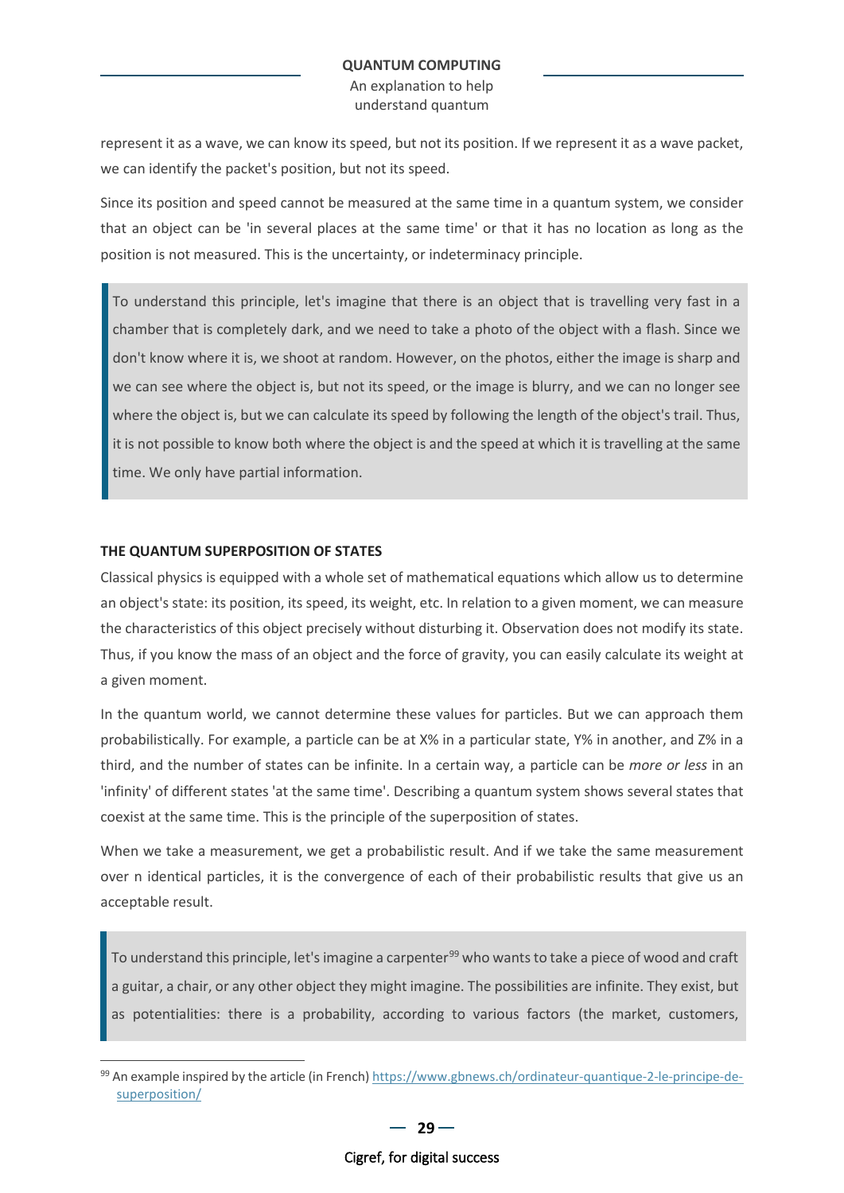represent it as a wave, we can know its speed, but not its position. If we represent it as a wave packet, we can identify the packet's position, but not its speed.

Since its position and speed cannot be measured at the same time in a quantum system, we consider that an object can be 'in several places at the same time' or that it has no location as long as the position is not measured. This is the uncertainty, or indeterminacy principle.

> To understand this principle, let's imagine that there is an object that is travelling very fast in a chamber that is completely dark, and we need to take a photo of the object with a flash. Since we don't know where it is, we shoot at random. However, on the photos, either the image is sharp and we can see where the object is, but not its speed, or the image is blurry, and we can no longer see where the object is, but we can calculate its speed by following the length of the object's trail. Thus, it is not possible to know both where the object is and the speed at which it is travelling at the same time. We only have partial information.

#### THE QUANTUM SUPERPOSITION OF STATES

Classical physics is equipped with a whole set of mathematical equations which allow us to determine an object's state: its position, its speed, its weight, etc. In relation to a given moment, we can measure the characteristics of this object precisely without disturbing it. Observation does not modify its state. Thus, if you know the mass of an object and the force of gravity, you can easily calculate its weight at a given moment.

In the quantum world, we cannot determine these values for particles. But we can approach them probabilistically. For example, a particle can be at X% in a particular state, Y% in another, and Z% in a third, and the number of states can be infinite. In a certain way, a particle can be *more or less* in an 'infinity' of different states 'at the same time'. Describing a quantum system shows several states that coexist at the same time. This is the principle of the superposition of states.

When we take a measurement, we get a probabilistic result. And if we take the same measurement over n identical particles, it is the convergence of each of their probabilistic results that give us an acceptable result.

> To understand this principle, let's imagine a carpenter[99] who wants to take a piece of wood and craft a guitar, a chair, or any other object they might imagine. The possibilities are infinite. They exist, but as potentialities: there is a probability, according to various factors (the market, customers,

[99] An example inspired by the article (in French) https://www.gbnews.ch/ordinateur-quantique-2-le-principe-de-superposition/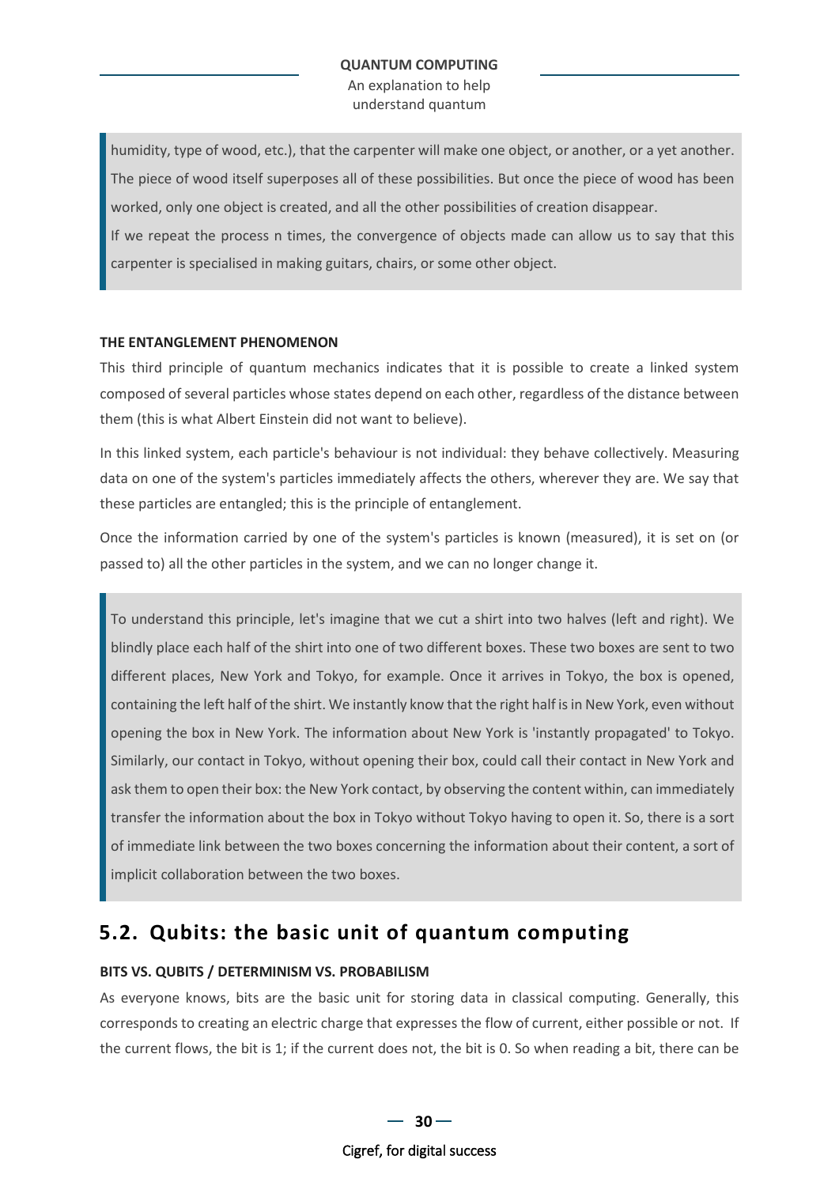humidity, type of wood, etc.), that the carpenter will make one object, or another, or a yet another. The piece of wood itself superposes all of these possibilities. But once the piece of wood has been worked, only one object is created, and all the other possibilities of creation disappear.
If we repeat the process n times, the convergence of objects made can allow us to say that this carpenter is specialised in making guitars, chairs, or some other object.

**THE ENTANGLEMENT PHENOMENON**

This third principle of quantum mechanics indicates that it is possible to create a linked system composed of several particles whose states depend on each other, regardless of the distance between them (this is what Albert Einstein did not want to believe).

In this linked system, each particle's behaviour is not individual: they behave collectively. Measuring data on one of the system's particles immediately affects the others, wherever they are. We say that these particles are entangled; this is the principle of entanglement.

Once the information carried by one of the system's particles is known (measured), it is set on (or passed to) all the other particles in the system, and we can no longer change it.

To understand this principle, let's imagine that we cut a shirt into two halves (left and right). We blindly place each half of the shirt into one of two different boxes. These two boxes are sent to two different places, New York and Tokyo, for example. Once it arrives in Tokyo, the box is opened, containing the left half of the shirt. We instantly know that the right half is in New York, even without opening the box in New York. The information about New York is 'instantly propagated' to Tokyo. Similarly, our contact in Tokyo, without opening their box, could call their contact in New York and ask them to open their box: the New York contact, by observing the content within, can immediately transfer the information about the box in Tokyo without Tokyo having to open it. So, there is a sort of immediate link between the two boxes concerning the information about their content, a sort of implicit collaboration between the two boxes.

## 5.2. Qubits: the basic unit of quantum computing

**BITS VS. QUBITS / DETERMINISM VS. PROBABILISM**

As everyone knows, bits are the basic unit for storing data in classical computing. Generally, this corresponds to creating an electric charge that expresses the flow of current, either possible or not. If the current flows, the bit is 1; if the current does not, the bit is 0. So when reading a bit, there can be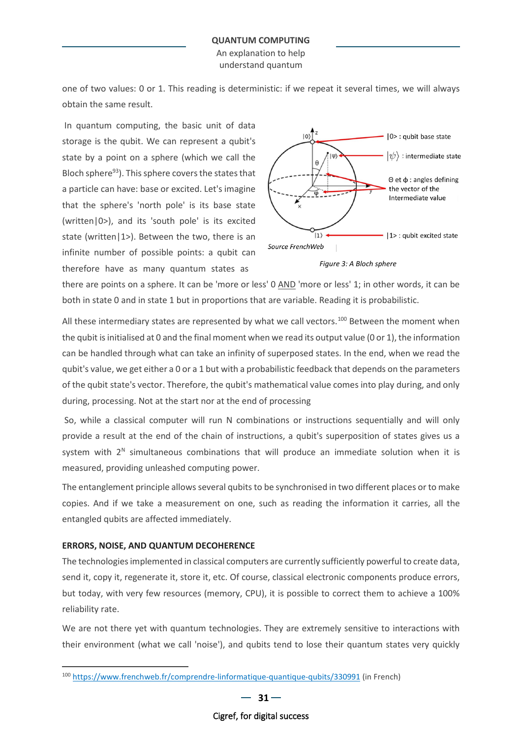one of two values: 0 or 1. This reading is deterministic: if we repeat it several times, we will always obtain the same result.

In quantum computing, the basic unit of data storage is the qubit. We can represent a qubit's state by a point on a sphere (which we call the Bloch sphere[93]). This sphere covers the states that a particle can have: base or excited. Let's imagine that the sphere's 'north pole' is its base state (written|0>), and its 'south pole' is its excited state (written|1>). Between the two, there is an infinite number of possible points: a qubit can therefore have as many quantum states as there are points on a sphere. It can be 'more or less' 0 AND 'more or less' 1; in other words, it can be both in state 0 and in state 1 but in proportions that are variable. Reading it is probabilistic.

Source FrenchWeb

*Figure 3: A Bloch sphere*

All these intermediary states are represented by what we call vectors.[100] Between the moment when the qubit is initialised at 0 and the final moment when we read its output value (0 or 1), the information can be handled through what can take an infinity of superposed states. In the end, when we read the qubit's value, we get either a 0 or a 1 but with a probabilistic feedback that depends on the parameters of the qubit state's vector. Therefore, the qubit's mathematical value comes into play during, and only during, processing. Not at the start nor at the end of processing

So, while a classical computer will run N combinations or instructions sequentially and will only provide a result at the end of the chain of instructions, a qubit's superposition of states gives us a system with $2^N$ simultaneous combinations that will produce an immediate solution when it is measured, providing unleashed computing power.

The entanglement principle allows several qubits to be synchronised in two different places or to make copies. And if we take a measurement on one, such as reading the information it carries, all the entangled qubits are affected immediately.

**ERRORS, NOISE, AND QUANTUM DECOHERENCE**

The technologies implemented in classical computers are currently sufficiently powerful to create data, send it, copy it, regenerate it, store it, etc. Of course, classical electronic components produce errors, but today, with very few resources (memory, CPU), it is possible to correct them to achieve a 100% reliability rate.

We are not there yet with quantum technologies. They are extremely sensitive to interactions with their environment (what we call 'noise'), and qubits tend to lose their quantum states very quickly

[100] https://www.frenchweb.fr/comprendre-linformatique-quantique-qubits/330991 (in French)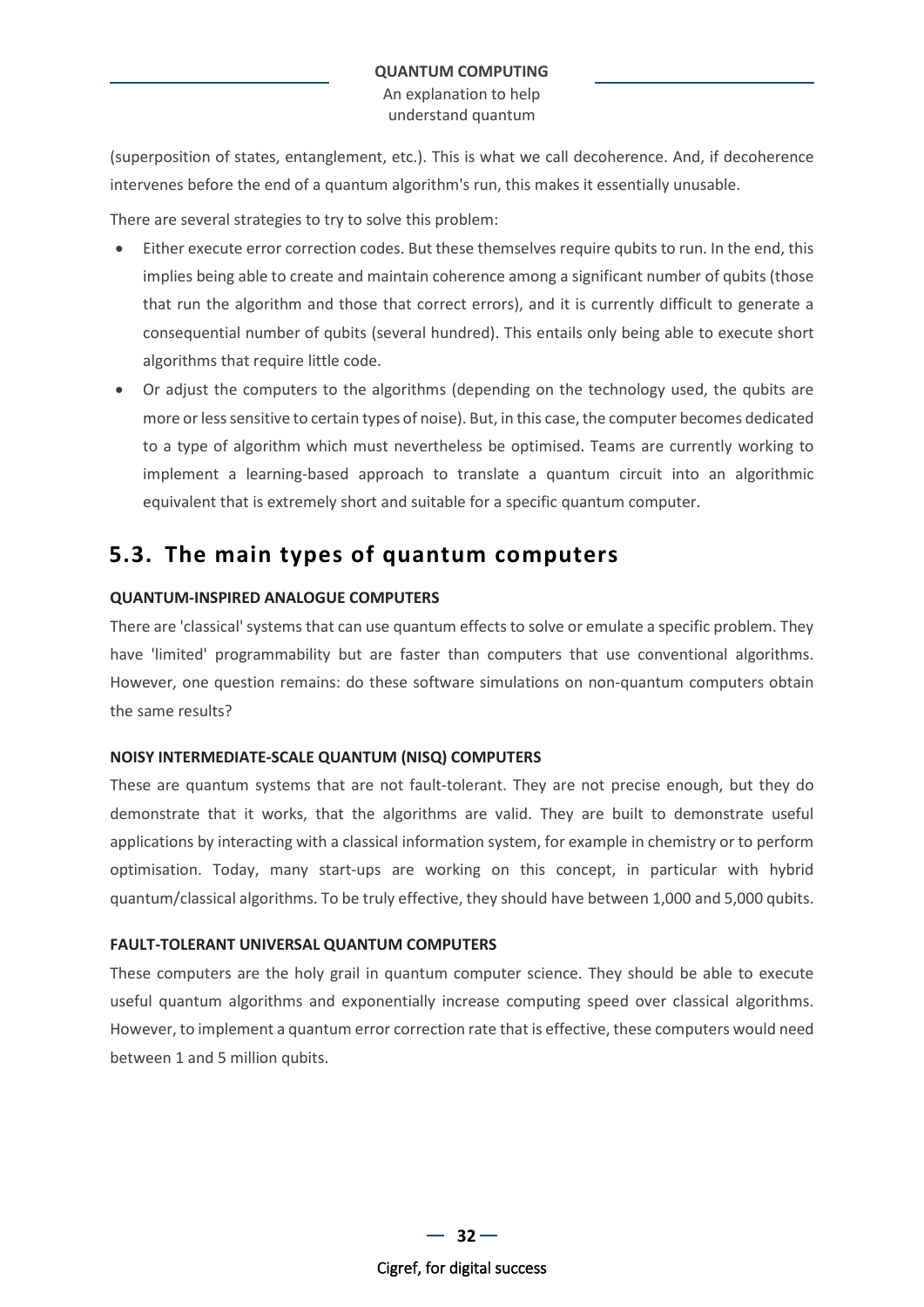(superposition of states, entanglement, etc.). This is what we call decoherence. And, if decoherence intervenes before the end of a quantum algorithm's run, this makes it essentially unusable.

There are several strategies to try to solve this problem:

- Either execute error correction codes. But these themselves require qubits to run. In the end, this implies being able to create and maintain coherence among a significant number of qubits (those that run the algorithm and those that correct errors), and it is currently difficult to generate a consequential number of qubits (several hundred). This entails only being able to execute short algorithms that require little code.
- Or adjust the computers to the algorithms (depending on the technology used, the qubits are more or less sensitive to certain types of noise). But, in this case, the computer becomes dedicated to a type of algorithm which must nevertheless be optimised. Teams are currently working to implement a learning-based approach to translate a quantum circuit into an algorithmic equivalent that is extremely short and suitable for a specific quantum computer.

## 5.3. The main types of quantum computers

**QUANTUM-INSPIRED ANALOGUE COMPUTERS**

There are 'classical' systems that can use quantum effects to solve or emulate a specific problem. They have 'limited' programmability but are faster than computers that use conventional algorithms. However, one question remains: do these software simulations on non-quantum computers obtain the same results?

**NOISY INTERMEDIATE-SCALE QUANTUM (NISQ) COMPUTERS**

These are quantum systems that are not fault-tolerant. They are not precise enough, but they do demonstrate that it works, that the algorithms are valid. They are built to demonstrate useful applications by interacting with a classical information system, for example in chemistry or to perform optimisation. Today, many start-ups are working on this concept, in particular with hybrid quantum/classical algorithms. To be truly effective, they should have between 1,000 and 5,000 qubits.

**FAULT-TOLERANT UNIVERSAL QUANTUM COMPUTERS**

These computers are the holy grail in quantum computer science. They should be able to execute useful quantum algorithms and exponentially increase computing speed over classical algorithms. However, to implement a quantum error correction rate that is effective, these computers would need between 1 and 5 million qubits.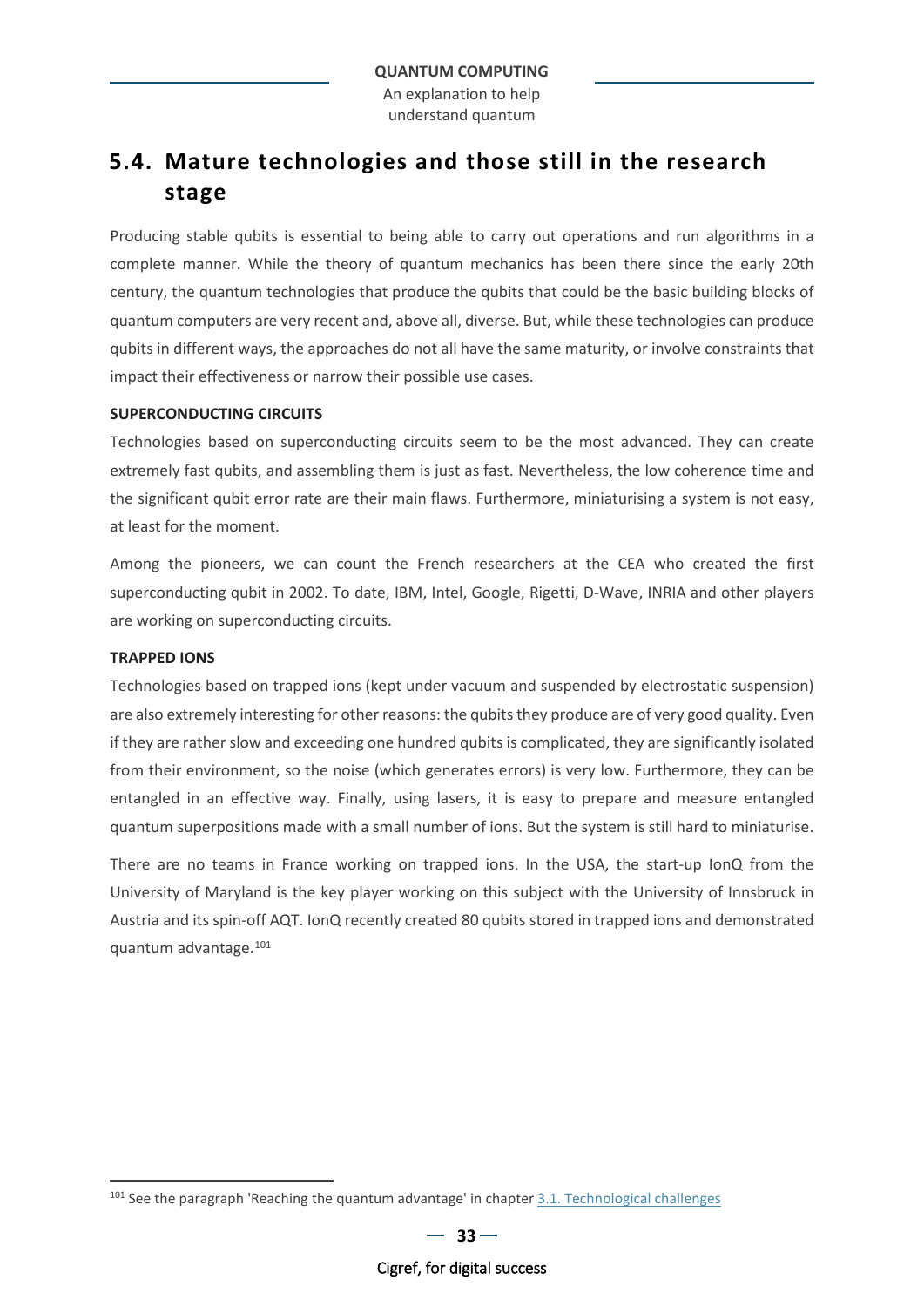## 5.4. Mature technologies and those still in the research stage

Producing stable qubits is essential to being able to carry out operations and run algorithms in a complete manner. While the theory of quantum mechanics has been there since the early 20th century, the quantum technologies that produce the qubits that could be the basic building blocks of quantum computers are very recent and, above all, diverse. But, while these technologies can produce qubits in different ways, the approaches do not all have the same maturity, or involve constraints that impact their effectiveness or narrow their possible use cases.

**SUPERCONDUCTING CIRCUITS**

Technologies based on superconducting circuits seem to be the most advanced. They can create extremely fast qubits, and assembling them is just as fast. Nevertheless, the low coherence time and the significant qubit error rate are their main flaws. Furthermore, miniaturising a system is not easy, at least for the moment.

Among the pioneers, we can count the French researchers at the CEA who created the first superconducting qubit in 2002. To date, IBM, Intel, Google, Rigetti, D-Wave, INRIA and other players are working on superconducting circuits.

**TRAPPED IONS**

Technologies based on trapped ions (kept under vacuum and suspended by electrostatic suspension) are also extremely interesting for other reasons: the qubits they produce are of very good quality. Even if they are rather slow and exceeding one hundred qubits is complicated, they are significantly isolated from their environment, so the noise (which generates errors) is very low. Furthermore, they can be entangled in an effective way. Finally, using lasers, it is easy to prepare and measure entangled quantum superpositions made with a small number of ions. But the system is still hard to miniaturise.

There are no teams in France working on trapped ions. In the USA, the start-up IonQ from the University of Maryland is the key player working on this subject with the University of Innsbruck in Austria and its spin-off AQT. IonQ recently created 80 qubits stored in trapped ions and demonstrated quantum advantage.[101]

---

[101] See the paragraph 'Reaching the quantum advantage' in chapter 3.1. Technological challenges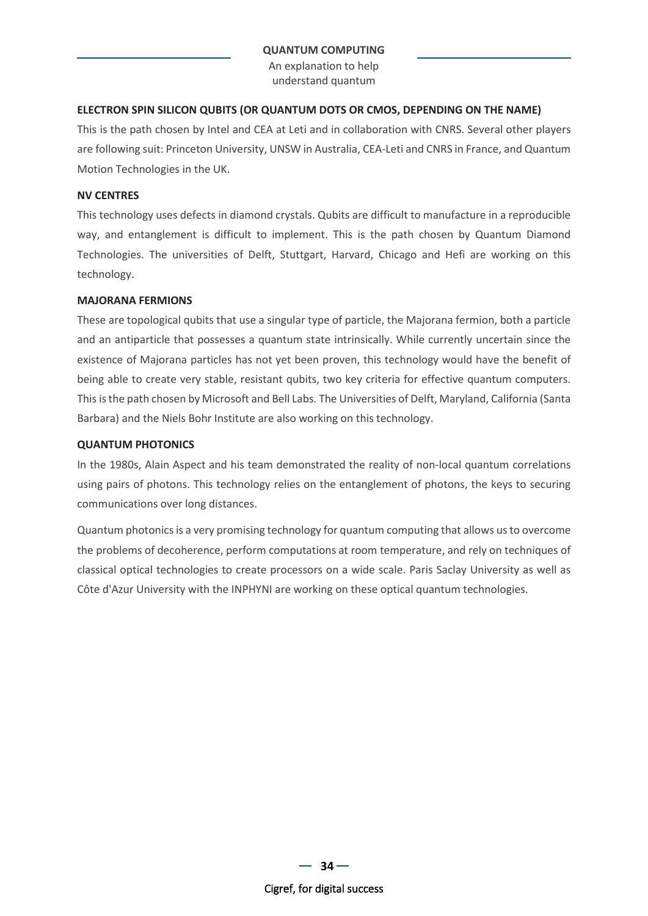### ELECTRON SPIN SILICON QUBITS (OR QUANTUM DOTS OR CMOS, DEPENDING ON THE NAME)

This is the path chosen by Intel and CEA at Leti and in collaboration with CNRS. Several other players are following suit: Princeton University, UNSW in Australia, CEA-Leti and CNRS in France, and Quantum Motion Technologies in the UK.

### NV CENTRES

This technology uses defects in diamond crystals. Qubits are difficult to manufacture in a reproducible way, and entanglement is difficult to implement. This is the path chosen by Quantum Diamond Technologies. The universities of Delft, Stuttgart, Harvard, Chicago and Hefi are working on this technology.

### MAJORANA FERMIONS

These are topological qubits that use a singular type of particle, the Majorana fermion, both a particle and an antiparticle that possesses a quantum state intrinsically. While currently uncertain since the existence of Majorana particles has not yet been proven, this technology would have the benefit of being able to create very stable, resistant qubits, two key criteria for effective quantum computers. This is the path chosen by Microsoft and Bell Labs. The Universities of Delft, Maryland, California (Santa Barbara) and the Niels Bohr Institute are also working on this technology.

### QUANTUM PHOTONICS

In the 1980s, Alain Aspect and his team demonstrated the reality of non-local quantum correlations using pairs of photons. This technology relies on the entanglement of photons, the keys to securing communications over long distances.

Quantum photonics is a very promising technology for quantum computing that allows us to overcome the problems of decoherence, perform computations at room temperature, and rely on techniques of classical optical technologies to create processors on a wide scale. Paris Saclay University as well as Côte d'Azur University with the INPHYNI are working on these optical quantum technologies.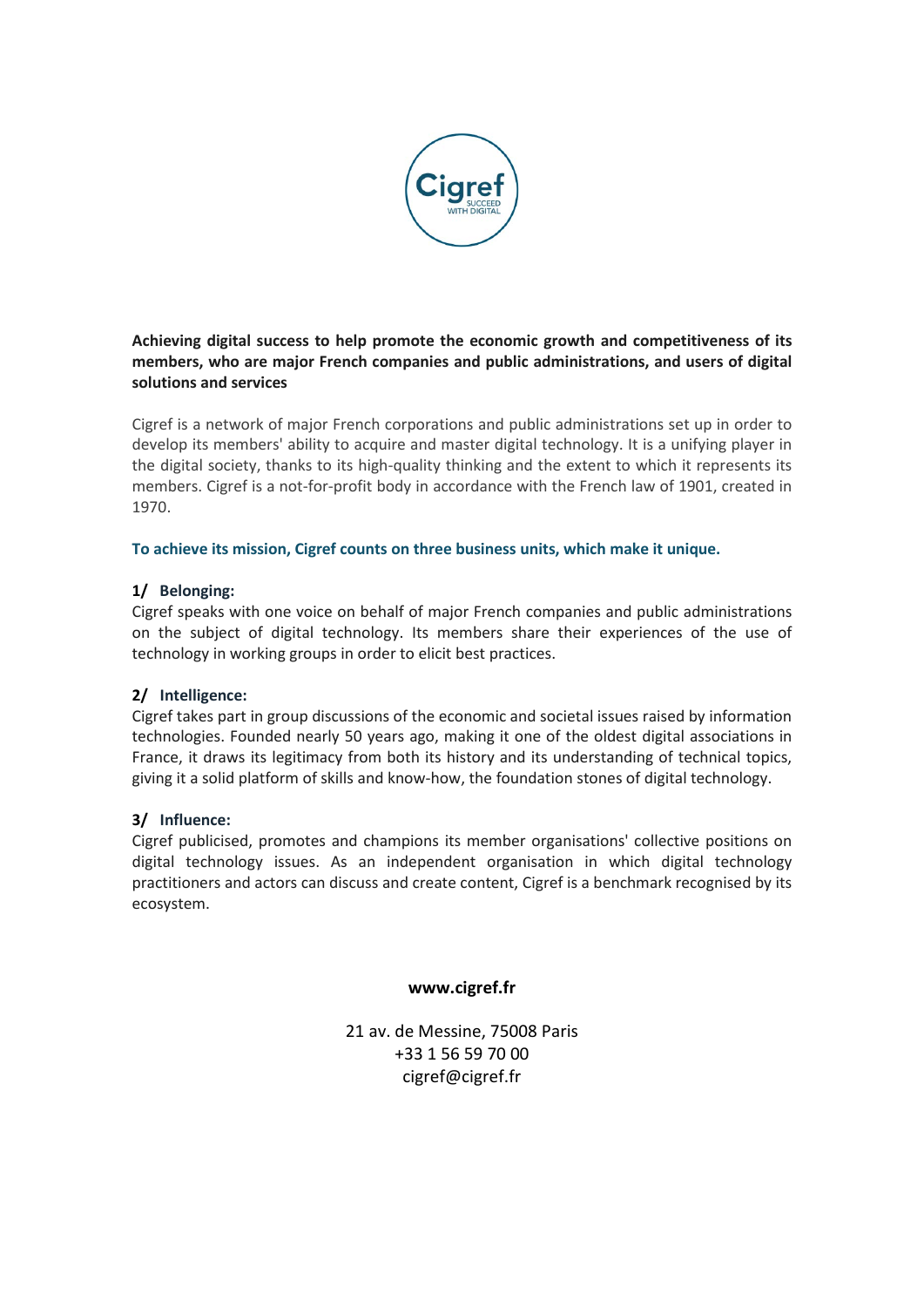**Achieving digital success to help promote the economic growth and competitiveness of its members, who are major French companies and public administrations, and users of digital solutions and services**

Cigref is a network of major French corporations and public administrations set up in order to develop its members' ability to acquire and master digital technology. It is a unifying player in the digital society, thanks to its high-quality thinking and the extent to which it represents its members. Cigref is a not-for-profit body in accordance with the French law of 1901, created in 1970.

**To achieve its mission, Cigref counts on three business units, which make it unique.**

**1/ Belonging:**
Cigref speaks with one voice on behalf of major French companies and public administrations on the subject of digital technology. Its members share their experiences of the use of technology in working groups in order to elicit best practices.

**2/ Intelligence:**
Cigref takes part in group discussions of the economic and societal issues raised by information technologies. Founded nearly 50 years ago, making it one of the oldest digital associations in France, it draws its legitimacy from both its history and its understanding of technical topics, giving it a solid platform of skills and know-how, the foundation stones of digital technology.

**3/ Influence:**
Cigref publicised, promotes and champions its member organisations' collective positions on digital technology issues. As an independent organisation in which digital technology practitioners and actors can discuss and create content, Cigref is a benchmark recognised by its ecosystem.

**www.cigref.fr**

21 av. de Messine, 75008 Paris
+33 1 56 59 70 00
cigref@cigref.fr